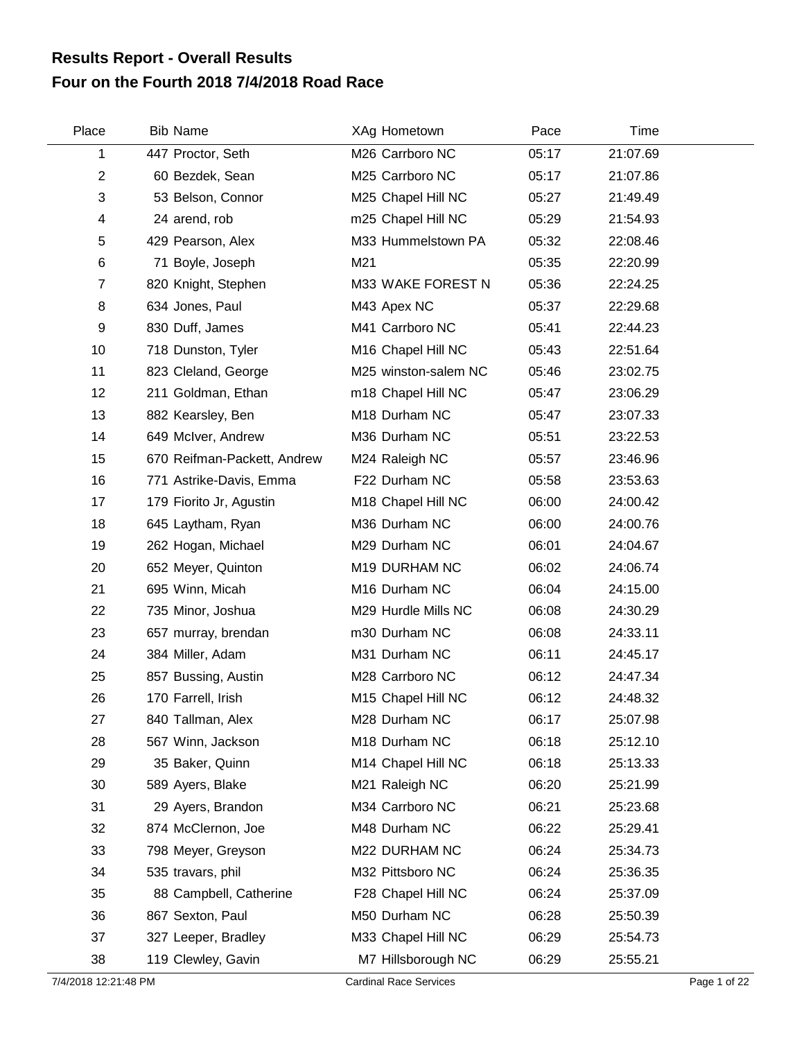# Results Report - Overall Results
# Four on the Fourth 2018 7/4/2018 Road Race

| Place | Bib | Name | XAg | Hometown | Pace | Time |
|---|---|---|---|---|---|---|
| 1 | 447 | Proctor, Seth | M26 | Carrboro NC | 05:17 | 21:07.69 |
| 2 | 60 | Bezdek, Sean | M25 | Carrboro NC | 05:17 | 21:07.86 |
| 3 | 53 | Belson, Connor | M25 | Chapel Hill NC | 05:27 | 21:49.49 |
| 4 | 24 | arend, rob | m25 | Chapel Hill NC | 05:29 | 21:54.93 |
| 5 | 429 | Pearson, Alex | M33 | Hummelstown PA | 05:32 | 22:08.46 |
| 6 | 71 | Boyle, Joseph | M21 | | 05:35 | 22:20.99 |
| 7 | 820 | Knight, Stephen | M33 | WAKE FOREST N | 05:36 | 22:24.25 |
| 8 | 634 | Jones, Paul | M43 | Apex NC | 05:37 | 22:29.68 |
| 9 | 830 | Duff, James | M41 | Carrboro NC | 05:41 | 22:44.23 |
| 10 | 718 | Dunston, Tyler | M16 | Chapel Hill NC | 05:43 | 22:51.64 |
| 11 | 823 | Cleland, George | M25 | winston-salem NC | 05:46 | 23:02.75 |
| 12 | 211 | Goldman, Ethan | m18 | Chapel Hill NC | 05:47 | 23:06.29 |
| 13 | 882 | Kearsley, Ben | M18 | Durham NC | 05:47 | 23:07.33 |
| 14 | 649 | McIver, Andrew | M36 | Durham NC | 05:51 | 23:22.53 |
| 15 | 670 | Reifman-Packett, Andrew | M24 | Raleigh NC | 05:57 | 23:46.96 |
| 16 | 771 | Astrike-Davis, Emma | F22 | Durham NC | 05:58 | 23:53.63 |
| 17 | 179 | Fiorito Jr, Agustin | M18 | Chapel Hill NC | 06:00 | 24:00.42 |
| 18 | 645 | Laytham, Ryan | M36 | Durham NC | 06:00 | 24:00.76 |
| 19 | 262 | Hogan, Michael | M29 | Durham NC | 06:01 | 24:04.67 |
| 20 | 652 | Meyer, Quinton | M19 | DURHAM NC | 06:02 | 24:06.74 |
| 21 | 695 | Winn, Micah | M16 | Durham NC | 06:04 | 24:15.00 |
| 22 | 735 | Minor, Joshua | M29 | Hurdle Mills NC | 06:08 | 24:30.29 |
| 23 | 657 | murray, brendan | m30 | Durham NC | 06:08 | 24:33.11 |
| 24 | 384 | Miller, Adam | M31 | Durham NC | 06:11 | 24:45.17 |
| 25 | 857 | Bussing, Austin | M28 | Carrboro NC | 06:12 | 24:47.34 |
| 26 | 170 | Farrell, Irish | M15 | Chapel Hill NC | 06:12 | 24:48.32 |
| 27 | 840 | Tallman, Alex | M28 | Durham NC | 06:17 | 25:07.98 |
| 28 | 567 | Winn, Jackson | M18 | Durham NC | 06:18 | 25:12.10 |
| 29 | 35 | Baker, Quinn | M14 | Chapel Hill NC | 06:18 | 25:13.33 |
| 30 | 589 | Ayers, Blake | M21 | Raleigh NC | 06:20 | 25:21.99 |
| 31 | 29 | Ayers, Brandon | M34 | Carrboro NC | 06:21 | 25:23.68 |
| 32 | 874 | McClernon, Joe | M48 | Durham NC | 06:22 | 25:29.41 |
| 33 | 798 | Meyer, Greyson | M22 | DURHAM NC | 06:24 | 25:34.73 |
| 34 | 535 | travars, phil | M32 | Pittsboro NC | 06:24 | 25:36.35 |
| 35 | 88 | Campbell, Catherine | F28 | Chapel Hill NC | 06:24 | 25:37.09 |
| 36 | 867 | Sexton, Paul | M50 | Durham NC | 06:28 | 25:50.39 |
| 37 | 327 | Leeper, Bradley | M33 | Chapel Hill NC | 06:29 | 25:54.73 |
| 38 | 119 | Clewley, Gavin | M7 | Hillsborough NC | 06:29 | 25:55.21 |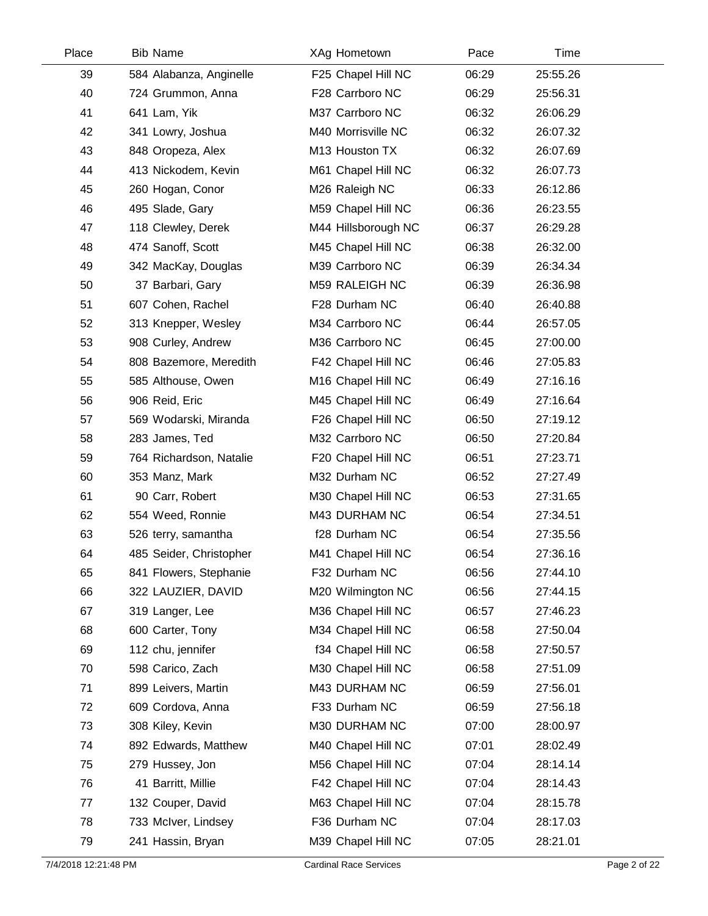| Place | Bib | Name | XAg | Hometown | Pace | Time |
|---|---|---|---|---|---|---|
| 39 | 584 | Alabanza, Anginelle | F25 | Chapel Hill NC | 06:29 | 25:55.26 |
| 40 | 724 | Grummon, Anna | F28 | Carrboro NC | 06:29 | 25:56.31 |
| 41 | 641 | Lam, Yik | M37 | Carrboro NC | 06:32 | 26:06.29 |
| 42 | 341 | Lowry, Joshua | M40 | Morrisville NC | 06:32 | 26:07.32 |
| 43 | 848 | Oropeza, Alex | M13 | Houston TX | 06:32 | 26:07.69 |
| 44 | 413 | Nickodem, Kevin | M61 | Chapel Hill NC | 06:32 | 26:07.73 |
| 45 | 260 | Hogan, Conor | M26 | Raleigh NC | 06:33 | 26:12.86 |
| 46 | 495 | Slade, Gary | M59 | Chapel Hill NC | 06:36 | 26:23.55 |
| 47 | 118 | Clewley, Derek | M44 | Hillsborough NC | 06:37 | 26:29.28 |
| 48 | 474 | Sanoff, Scott | M45 | Chapel Hill NC | 06:38 | 26:32.00 |
| 49 | 342 | MacKay, Douglas | M39 | Carrboro NC | 06:39 | 26:34.34 |
| 50 | 37 | Barbari, Gary | M59 | RALEIGH NC | 06:39 | 26:36.98 |
| 51 | 607 | Cohen, Rachel | F28 | Durham NC | 06:40 | 26:40.88 |
| 52 | 313 | Knepper, Wesley | M34 | Carrboro NC | 06:44 | 26:57.05 |
| 53 | 908 | Curley, Andrew | M36 | Carrboro NC | 06:45 | 27:00.00 |
| 54 | 808 | Bazemore, Meredith | F42 | Chapel Hill NC | 06:46 | 27:05.83 |
| 55 | 585 | Althouse, Owen | M16 | Chapel Hill NC | 06:49 | 27:16.16 |
| 56 | 906 | Reid, Eric | M45 | Chapel Hill NC | 06:49 | 27:16.64 |
| 57 | 569 | Wodarski, Miranda | F26 | Chapel Hill NC | 06:50 | 27:19.12 |
| 58 | 283 | James, Ted | M32 | Carrboro NC | 06:50 | 27:20.84 |
| 59 | 764 | Richardson, Natalie | F20 | Chapel Hill NC | 06:51 | 27:23.71 |
| 60 | 353 | Manz, Mark | M32 | Durham NC | 06:52 | 27:27.49 |
| 61 | 90 | Carr, Robert | M30 | Chapel Hill NC | 06:53 | 27:31.65 |
| 62 | 554 | Weed, Ronnie | M43 | DURHAM NC | 06:54 | 27:34.51 |
| 63 | 526 | terry, samantha | f28 | Durham NC | 06:54 | 27:35.56 |
| 64 | 485 | Seider, Christopher | M41 | Chapel Hill NC | 06:54 | 27:36.16 |
| 65 | 841 | Flowers, Stephanie | F32 | Durham NC | 06:56 | 27:44.10 |
| 66 | 322 | LAUZIER, DAVID | M20 | Wilmington NC | 06:56 | 27:44.15 |
| 67 | 319 | Langer, Lee | M36 | Chapel Hill NC | 06:57 | 27:46.23 |
| 68 | 600 | Carter, Tony | M34 | Chapel Hill NC | 06:58 | 27:50.04 |
| 69 | 112 | chu, jennifer | f34 | Chapel Hill NC | 06:58 | 27:50.57 |
| 70 | 598 | Carico, Zach | M30 | Chapel Hill NC | 06:58 | 27:51.09 |
| 71 | 899 | Leivers, Martin | M43 | DURHAM NC | 06:59 | 27:56.01 |
| 72 | 609 | Cordova, Anna | F33 | Durham NC | 06:59 | 27:56.18 |
| 73 | 308 | Kiley, Kevin | M30 | DURHAM NC | 07:00 | 28:00.97 |
| 74 | 892 | Edwards, Matthew | M40 | Chapel Hill NC | 07:01 | 28:02.49 |
| 75 | 279 | Hussey, Jon | M56 | Chapel Hill NC | 07:04 | 28:14.14 |
| 76 | 41 | Barritt, Millie | F42 | Chapel Hill NC | 07:04 | 28:14.43 |
| 77 | 132 | Couper, David | M63 | Chapel Hill NC | 07:04 | 28:15.78 |
| 78 | 733 | McIver, Lindsey | F36 | Durham NC | 07:04 | 28:17.03 |
| 79 | 241 | Hassin, Bryan | M39 | Chapel Hill NC | 07:05 | 28:21.01 |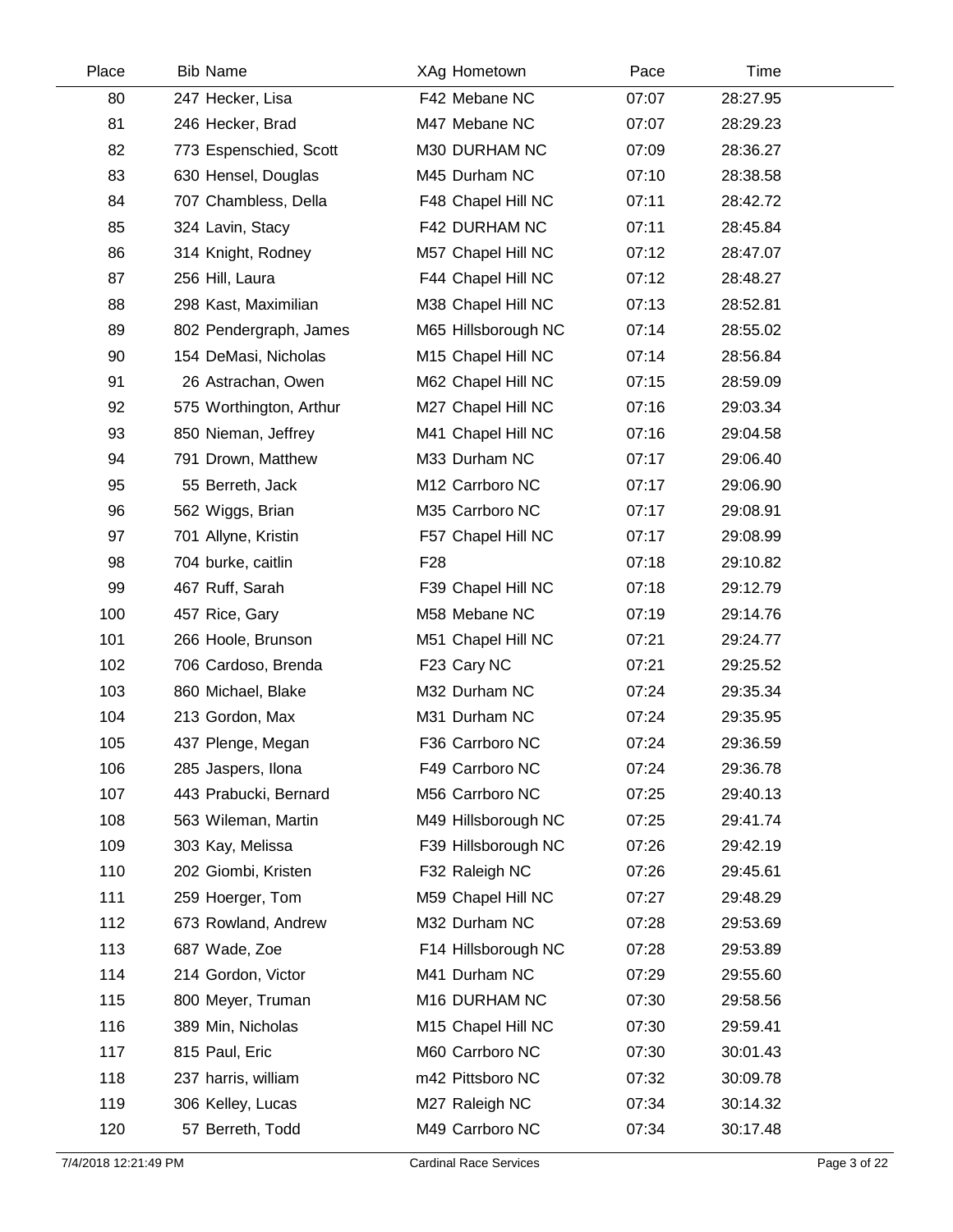| Place | Bib | Name | XAg | Hometown | Pace | Time |
|---|---|---|---|---|---|---|
| 80 | 247 | Hecker, Lisa | F42 | Mebane NC | 07:07 | 28:27.95 |
| 81 | 246 | Hecker, Brad | M47 | Mebane NC | 07:07 | 28:29.23 |
| 82 | 773 | Espenschied, Scott | M30 | DURHAM NC | 07:09 | 28:36.27 |
| 83 | 630 | Hensel, Douglas | M45 | Durham NC | 07:10 | 28:38.58 |
| 84 | 707 | Chambless, Della | F48 | Chapel Hill NC | 07:11 | 28:42.72 |
| 85 | 324 | Lavin, Stacy | F42 | DURHAM NC | 07:11 | 28:45.84 |
| 86 | 314 | Knight, Rodney | M57 | Chapel Hill NC | 07:12 | 28:47.07 |
| 87 | 256 | Hill, Laura | F44 | Chapel Hill NC | 07:12 | 28:48.27 |
| 88 | 298 | Kast, Maximilian | M38 | Chapel Hill NC | 07:13 | 28:52.81 |
| 89 | 802 | Pendergraph, James | M65 | Hillsborough NC | 07:14 | 28:55.02 |
| 90 | 154 | DeMasi, Nicholas | M15 | Chapel Hill NC | 07:14 | 28:56.84 |
| 91 | 26 | Astrachan, Owen | M62 | Chapel Hill NC | 07:15 | 28:59.09 |
| 92 | 575 | Worthington, Arthur | M27 | Chapel Hill NC | 07:16 | 29:03.34 |
| 93 | 850 | Nieman, Jeffrey | M41 | Chapel Hill NC | 07:16 | 29:04.58 |
| 94 | 791 | Drown, Matthew | M33 | Durham NC | 07:17 | 29:06.40 |
| 95 | 55 | Berreth, Jack | M12 | Carrboro NC | 07:17 | 29:06.90 |
| 96 | 562 | Wiggs, Brian | M35 | Carrboro NC | 07:17 | 29:08.91 |
| 97 | 701 | Allyne, Kristin | F57 | Chapel Hill NC | 07:17 | 29:08.99 |
| 98 | 704 | burke, caitlin | F28 | | 07:18 | 29:10.82 |
| 99 | 467 | Ruff, Sarah | F39 | Chapel Hill NC | 07:18 | 29:12.79 |
| 100 | 457 | Rice, Gary | M58 | Mebane NC | 07:19 | 29:14.76 |
| 101 | 266 | Hoole, Brunson | M51 | Chapel Hill NC | 07:21 | 29:24.77 |
| 102 | 706 | Cardoso, Brenda | F23 | Cary NC | 07:21 | 29:25.52 |
| 103 | 860 | Michael, Blake | M32 | Durham NC | 07:24 | 29:35.34 |
| 104 | 213 | Gordon, Max | M31 | Durham NC | 07:24 | 29:35.95 |
| 105 | 437 | Plenge, Megan | F36 | Carrboro NC | 07:24 | 29:36.59 |
| 106 | 285 | Jaspers, Ilona | F49 | Carrboro NC | 07:24 | 29:36.78 |
| 107 | 443 | Prabucki, Bernard | M56 | Carrboro NC | 07:25 | 29:40.13 |
| 108 | 563 | Wileman, Martin | M49 | Hillsborough NC | 07:25 | 29:41.74 |
| 109 | 303 | Kay, Melissa | F39 | Hillsborough NC | 07:26 | 29:42.19 |
| 110 | 202 | Giombi, Kristen | F32 | Raleigh NC | 07:26 | 29:45.61 |
| 111 | 259 | Hoerger, Tom | M59 | Chapel Hill NC | 07:27 | 29:48.29 |
| 112 | 673 | Rowland, Andrew | M32 | Durham NC | 07:28 | 29:53.69 |
| 113 | 687 | Wade, Zoe | F14 | Hillsborough NC | 07:28 | 29:53.89 |
| 114 | 214 | Gordon, Victor | M41 | Durham NC | 07:29 | 29:55.60 |
| 115 | 800 | Meyer, Truman | M16 | DURHAM NC | 07:30 | 29:58.56 |
| 116 | 389 | Min, Nicholas | M15 | Chapel Hill NC | 07:30 | 29:59.41 |
| 117 | 815 | Paul, Eric | M60 | Carrboro NC | 07:30 | 30:01.43 |
| 118 | 237 | harris, william | m42 | Pittsboro NC | 07:32 | 30:09.78 |
| 119 | 306 | Kelley, Lucas | M27 | Raleigh NC | 07:34 | 30:14.32 |
| 120 | 57 | Berreth, Todd | M49 | Carrboro NC | 07:34 | 30:17.48 |

7/4/2018 12:21:49 PM — Cardinal Race Services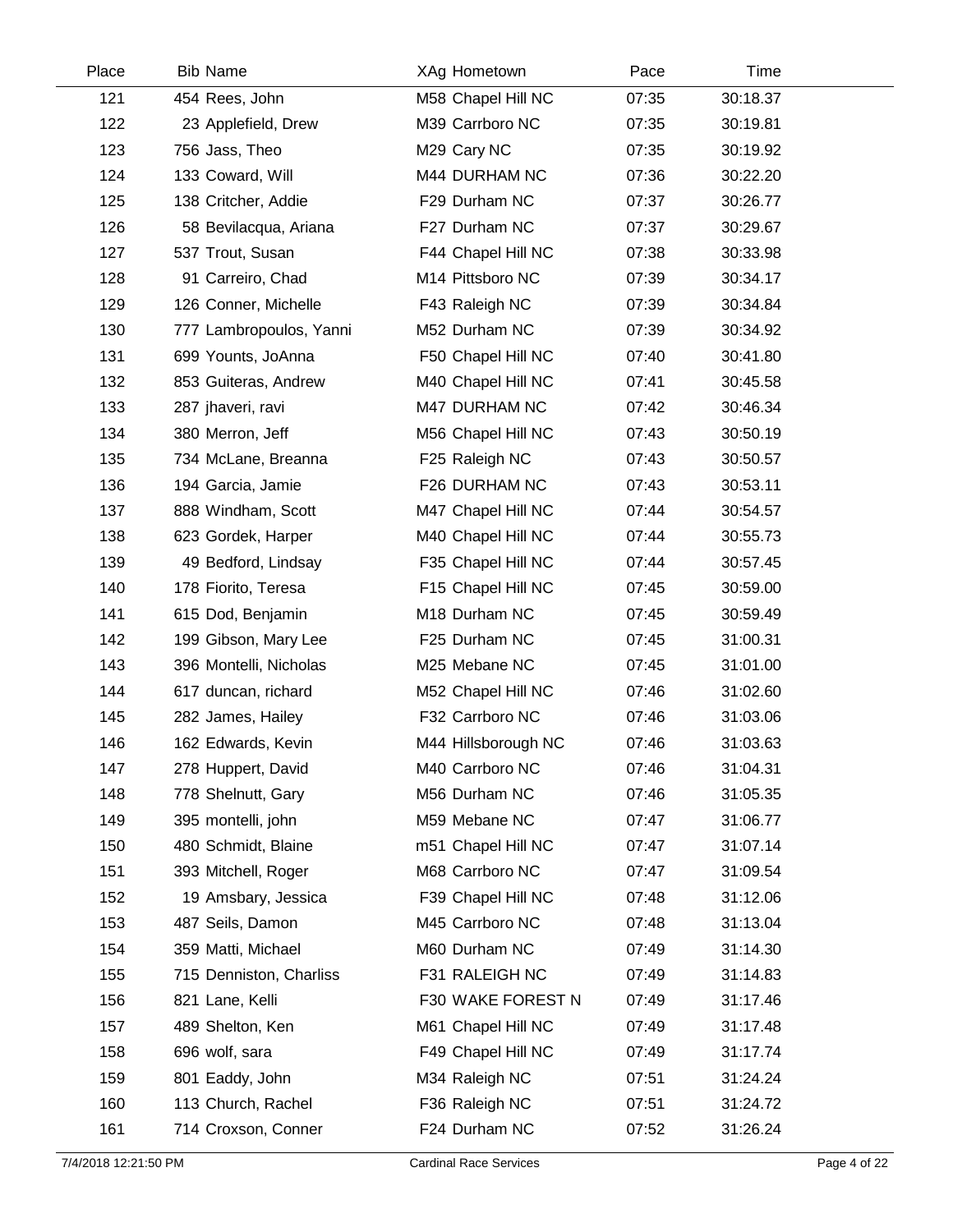| Place | Bib | Name | XAg | Hometown | Pace | Time |
|---|---|---|---|---|---|---|
| 121 | 454 | Rees, John | M58 | Chapel Hill NC | 07:35 | 30:18.37 |
| 122 | 23 | Applefield, Drew | M39 | Carrboro NC | 07:35 | 30:19.81 |
| 123 | 756 | Jass, Theo | M29 | Cary NC | 07:35 | 30:19.92 |
| 124 | 133 | Coward, Will | M44 | DURHAM NC | 07:36 | 30:22.20 |
| 125 | 138 | Critcher, Addie | F29 | Durham NC | 07:37 | 30:26.77 |
| 126 | 58 | Bevilacqua, Ariana | F27 | Durham NC | 07:37 | 30:29.67 |
| 127 | 537 | Trout, Susan | F44 | Chapel Hill NC | 07:38 | 30:33.98 |
| 128 | 91 | Carreiro, Chad | M14 | Pittsboro NC | 07:39 | 30:34.17 |
| 129 | 126 | Conner, Michelle | F43 | Raleigh NC | 07:39 | 30:34.84 |
| 130 | 777 | Lambropoulos, Yanni | M52 | Durham NC | 07:39 | 30:34.92 |
| 131 | 699 | Younts, JoAnna | F50 | Chapel Hill NC | 07:40 | 30:41.80 |
| 132 | 853 | Guiteras, Andrew | M40 | Chapel Hill NC | 07:41 | 30:45.58 |
| 133 | 287 | jhaveri, ravi | M47 | DURHAM NC | 07:42 | 30:46.34 |
| 134 | 380 | Merron, Jeff | M56 | Chapel Hill NC | 07:43 | 30:50.19 |
| 135 | 734 | McLane, Breanna | F25 | Raleigh NC | 07:43 | 30:50.57 |
| 136 | 194 | Garcia, Jamie | F26 | DURHAM NC | 07:43 | 30:53.11 |
| 137 | 888 | Windham, Scott | M47 | Chapel Hill NC | 07:44 | 30:54.57 |
| 138 | 623 | Gordek, Harper | M40 | Chapel Hill NC | 07:44 | 30:55.73 |
| 139 | 49 | Bedford, Lindsay | F35 | Chapel Hill NC | 07:44 | 30:57.45 |
| 140 | 178 | Fiorito, Teresa | F15 | Chapel Hill NC | 07:45 | 30:59.00 |
| 141 | 615 | Dod, Benjamin | M18 | Durham NC | 07:45 | 30:59.49 |
| 142 | 199 | Gibson, Mary Lee | F25 | Durham NC | 07:45 | 31:00.31 |
| 143 | 396 | Montelli, Nicholas | M25 | Mebane NC | 07:45 | 31:01.00 |
| 144 | 617 | duncan, richard | M52 | Chapel Hill NC | 07:46 | 31:02.60 |
| 145 | 282 | James, Hailey | F32 | Carrboro NC | 07:46 | 31:03.06 |
| 146 | 162 | Edwards, Kevin | M44 | Hillsborough NC | 07:46 | 31:03.63 |
| 147 | 278 | Huppert, David | M40 | Carrboro NC | 07:46 | 31:04.31 |
| 148 | 778 | Shelnutt, Gary | M56 | Durham NC | 07:46 | 31:05.35 |
| 149 | 395 | montelli, john | M59 | Mebane NC | 07:47 | 31:06.77 |
| 150 | 480 | Schmidt, Blaine | m51 | Chapel Hill NC | 07:47 | 31:07.14 |
| 151 | 393 | Mitchell, Roger | M68 | Carrboro NC | 07:47 | 31:09.54 |
| 152 | 19 | Amsbary, Jessica | F39 | Chapel Hill NC | 07:48 | 31:12.06 |
| 153 | 487 | Seils, Damon | M45 | Carrboro NC | 07:48 | 31:13.04 |
| 154 | 359 | Matti, Michael | M60 | Durham NC | 07:49 | 31:14.30 |
| 155 | 715 | Denniston, Charliss | F31 | RALEIGH NC | 07:49 | 31:14.83 |
| 156 | 821 | Lane, Kelli | F30 | WAKE FOREST N | 07:49 | 31:17.46 |
| 157 | 489 | Shelton, Ken | M61 | Chapel Hill NC | 07:49 | 31:17.48 |
| 158 | 696 | wolf, sara | F49 | Chapel Hill NC | 07:49 | 31:17.74 |
| 159 | 801 | Eaddy, John | M34 | Raleigh NC | 07:51 | 31:24.24 |
| 160 | 113 | Church, Rachel | F36 | Raleigh NC | 07:51 | 31:24.72 |
| 161 | 714 | Croxson, Conner | F24 | Durham NC | 07:52 | 31:26.24 |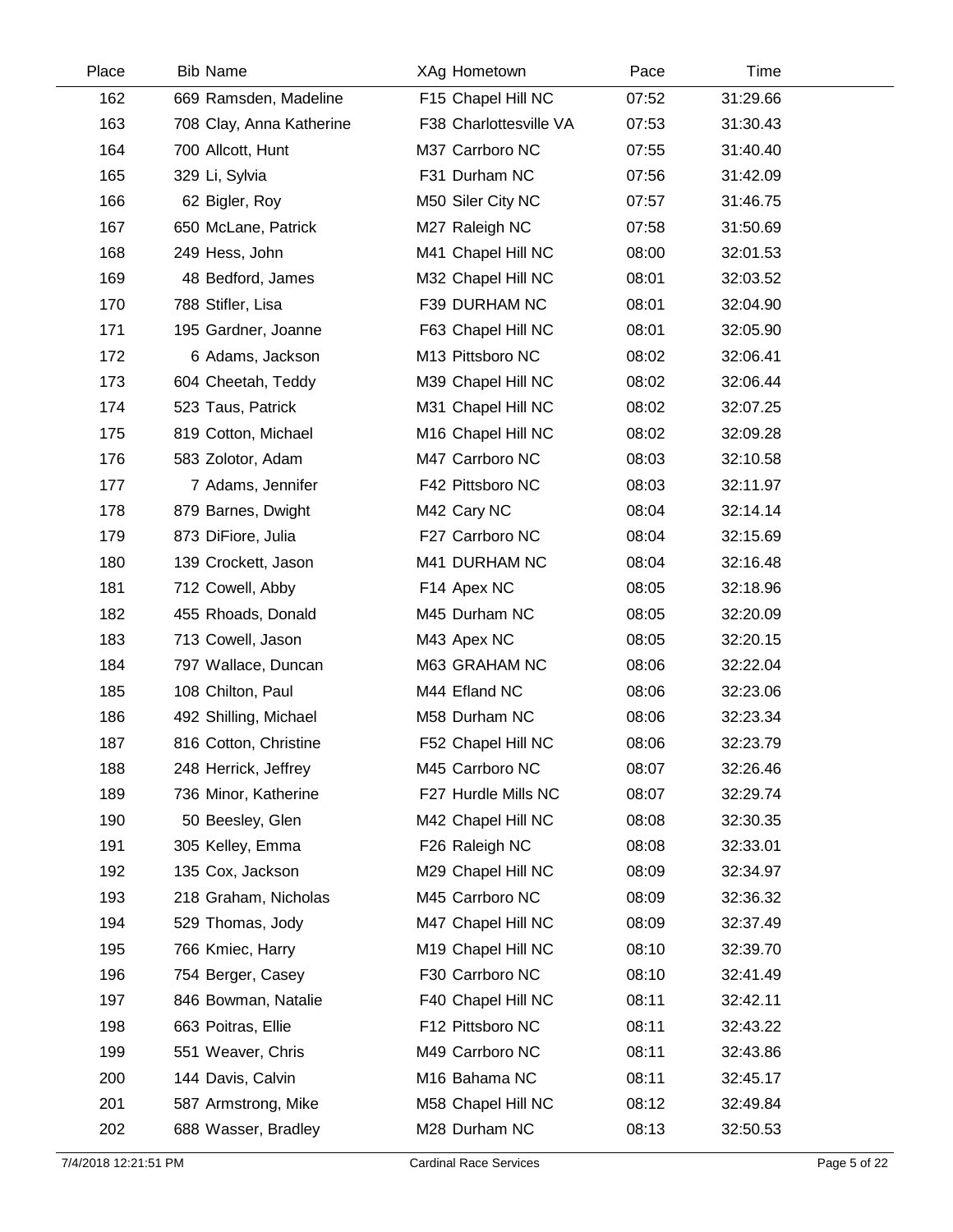| Place | Bib | Name | XAg | Hometown | Pace | Time |
|---|---|---|---|---|---|---|
| 162 | 669 | Ramsden, Madeline | F15 | Chapel Hill NC | 07:52 | 31:29.66 |
| 163 | 708 | Clay, Anna Katherine | F38 | Charlottesville VA | 07:53 | 31:30.43 |
| 164 | 700 | Allcott, Hunt | M37 | Carrboro NC | 07:55 | 31:40.40 |
| 165 | 329 | Li, Sylvia | F31 | Durham NC | 07:56 | 31:42.09 |
| 166 | 62 | Bigler, Roy | M50 | Siler City NC | 07:57 | 31:46.75 |
| 167 | 650 | McLane, Patrick | M27 | Raleigh NC | 07:58 | 31:50.69 |
| 168 | 249 | Hess, John | M41 | Chapel Hill NC | 08:00 | 32:01.53 |
| 169 | 48 | Bedford, James | M32 | Chapel Hill NC | 08:01 | 32:03.52 |
| 170 | 788 | Stifler, Lisa | F39 | DURHAM NC | 08:01 | 32:04.90 |
| 171 | 195 | Gardner, Joanne | F63 | Chapel Hill NC | 08:01 | 32:05.90 |
| 172 | 6 | Adams, Jackson | M13 | Pittsboro NC | 08:02 | 32:06.41 |
| 173 | 604 | Cheetah, Teddy | M39 | Chapel Hill NC | 08:02 | 32:06.44 |
| 174 | 523 | Taus, Patrick | M31 | Chapel Hill NC | 08:02 | 32:07.25 |
| 175 | 819 | Cotton, Michael | M16 | Chapel Hill NC | 08:02 | 32:09.28 |
| 176 | 583 | Zolotor, Adam | M47 | Carrboro NC | 08:03 | 32:10.58 |
| 177 | 7 | Adams, Jennifer | F42 | Pittsboro NC | 08:03 | 32:11.97 |
| 178 | 879 | Barnes, Dwight | M42 | Cary NC | 08:04 | 32:14.14 |
| 179 | 873 | DiFiore, Julia | F27 | Carrboro NC | 08:04 | 32:15.69 |
| 180 | 139 | Crockett, Jason | M41 | DURHAM NC | 08:04 | 32:16.48 |
| 181 | 712 | Cowell, Abby | F14 | Apex NC | 08:05 | 32:18.96 |
| 182 | 455 | Rhoads, Donald | M45 | Durham NC | 08:05 | 32:20.09 |
| 183 | 713 | Cowell, Jason | M43 | Apex NC | 08:05 | 32:20.15 |
| 184 | 797 | Wallace, Duncan | M63 | GRAHAM NC | 08:06 | 32:22.04 |
| 185 | 108 | Chilton, Paul | M44 | Efland NC | 08:06 | 32:23.06 |
| 186 | 492 | Shilling, Michael | M58 | Durham NC | 08:06 | 32:23.34 |
| 187 | 816 | Cotton, Christine | F52 | Chapel Hill NC | 08:06 | 32:23.79 |
| 188 | 248 | Herrick, Jeffrey | M45 | Carrboro NC | 08:07 | 32:26.46 |
| 189 | 736 | Minor, Katherine | F27 | Hurdle Mills NC | 08:07 | 32:29.74 |
| 190 | 50 | Beesley, Glen | M42 | Chapel Hill NC | 08:08 | 32:30.35 |
| 191 | 305 | Kelley, Emma | F26 | Raleigh NC | 08:08 | 32:33.01 |
| 192 | 135 | Cox, Jackson | M29 | Chapel Hill NC | 08:09 | 32:34.97 |
| 193 | 218 | Graham, Nicholas | M45 | Carrboro NC | 08:09 | 32:36.32 |
| 194 | 529 | Thomas, Jody | M47 | Chapel Hill NC | 08:09 | 32:37.49 |
| 195 | 766 | Kmiec, Harry | M19 | Chapel Hill NC | 08:10 | 32:39.70 |
| 196 | 754 | Berger, Casey | F30 | Carrboro NC | 08:10 | 32:41.49 |
| 197 | 846 | Bowman, Natalie | F40 | Chapel Hill NC | 08:11 | 32:42.11 |
| 198 | 663 | Poitras, Ellie | F12 | Pittsboro NC | 08:11 | 32:43.22 |
| 199 | 551 | Weaver, Chris | M49 | Carrboro NC | 08:11 | 32:43.86 |
| 200 | 144 | Davis, Calvin | M16 | Bahama NC | 08:11 | 32:45.17 |
| 201 | 587 | Armstrong, Mike | M58 | Chapel Hill NC | 08:12 | 32:49.84 |
| 202 | 688 | Wasser, Bradley | M28 | Durham NC | 08:13 | 32:50.53 |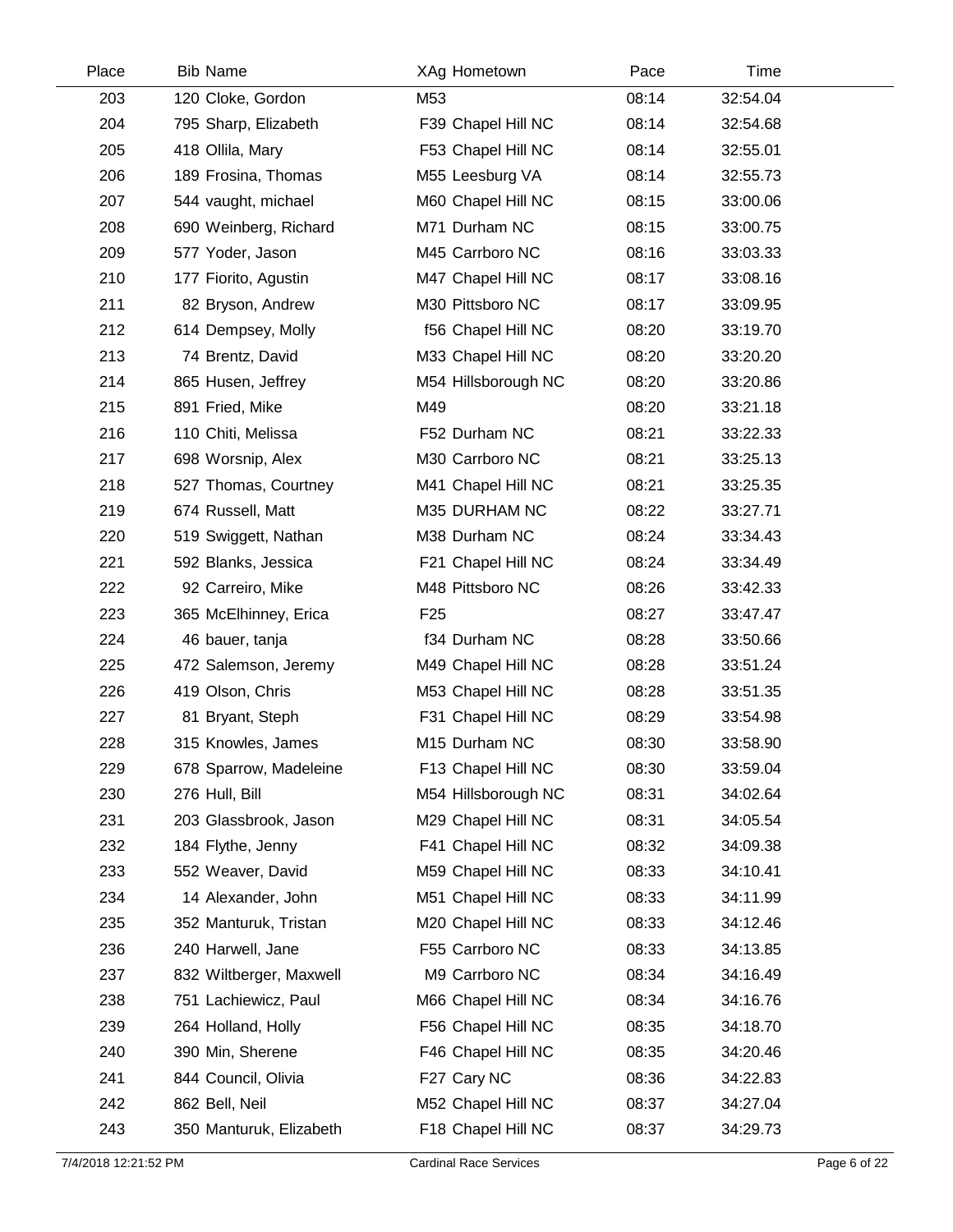| Place | Bib | Name | XAg | Hometown | Pace | Time |
|---|---|---|---|---|---|---|
| 203 | 120 | Cloke, Gordon | M53 | | 08:14 | 32:54.04 |
| 204 | 795 | Sharp, Elizabeth | F39 | Chapel Hill NC | 08:14 | 32:54.68 |
| 205 | 418 | Ollila, Mary | F53 | Chapel Hill NC | 08:14 | 32:55.01 |
| 206 | 189 | Frosina, Thomas | M55 | Leesburg VA | 08:14 | 32:55.73 |
| 207 | 544 | vaught, michael | M60 | Chapel Hill NC | 08:15 | 33:00.06 |
| 208 | 690 | Weinberg, Richard | M71 | Durham NC | 08:15 | 33:00.75 |
| 209 | 577 | Yoder, Jason | M45 | Carrboro NC | 08:16 | 33:03.33 |
| 210 | 177 | Fiorito, Agustin | M47 | Chapel Hill NC | 08:17 | 33:08.16 |
| 211 | 82 | Bryson, Andrew | M30 | Pittsboro NC | 08:17 | 33:09.95 |
| 212 | 614 | Dempsey, Molly | f56 | Chapel Hill NC | 08:20 | 33:19.70 |
| 213 | 74 | Brentz, David | M33 | Chapel Hill NC | 08:20 | 33:20.20 |
| 214 | 865 | Husen, Jeffrey | M54 | Hillsborough NC | 08:20 | 33:20.86 |
| 215 | 891 | Fried, Mike | M49 | | 08:20 | 33:21.18 |
| 216 | 110 | Chiti, Melissa | F52 | Durham NC | 08:21 | 33:22.33 |
| 217 | 698 | Worsnip, Alex | M30 | Carrboro NC | 08:21 | 33:25.13 |
| 218 | 527 | Thomas, Courtney | M41 | Chapel Hill NC | 08:21 | 33:25.35 |
| 219 | 674 | Russell, Matt | M35 | DURHAM NC | 08:22 | 33:27.71 |
| 220 | 519 | Swiggett, Nathan | M38 | Durham NC | 08:24 | 33:34.43 |
| 221 | 592 | Blanks, Jessica | F21 | Chapel Hill NC | 08:24 | 33:34.49 |
| 222 | 92 | Carreiro, Mike | M48 | Pittsboro NC | 08:26 | 33:42.33 |
| 223 | 365 | McElhinney, Erica | F25 | | 08:27 | 33:47.47 |
| 224 | 46 | bauer, tanja | f34 | Durham NC | 08:28 | 33:50.66 |
| 225 | 472 | Salemson, Jeremy | M49 | Chapel Hill NC | 08:28 | 33:51.24 |
| 226 | 419 | Olson, Chris | M53 | Chapel Hill NC | 08:28 | 33:51.35 |
| 227 | 81 | Bryant, Steph | F31 | Chapel Hill NC | 08:29 | 33:54.98 |
| 228 | 315 | Knowles, James | M15 | Durham NC | 08:30 | 33:58.90 |
| 229 | 678 | Sparrow, Madeleine | F13 | Chapel Hill NC | 08:30 | 33:59.04 |
| 230 | 276 | Hull, Bill | M54 | Hillsborough NC | 08:31 | 34:02.64 |
| 231 | 203 | Glassbrook, Jason | M29 | Chapel Hill NC | 08:31 | 34:05.54 |
| 232 | 184 | Flythe, Jenny | F41 | Chapel Hill NC | 08:32 | 34:09.38 |
| 233 | 552 | Weaver, David | M59 | Chapel Hill NC | 08:33 | 34:10.41 |
| 234 | 14 | Alexander, John | M51 | Chapel Hill NC | 08:33 | 34:11.99 |
| 235 | 352 | Manturuk, Tristan | M20 | Chapel Hill NC | 08:33 | 34:12.46 |
| 236 | 240 | Harwell, Jane | F55 | Carrboro NC | 08:33 | 34:13.85 |
| 237 | 832 | Wiltberger, Maxwell | M9 | Carrboro NC | 08:34 | 34:16.49 |
| 238 | 751 | Lachiewicz, Paul | M66 | Chapel Hill NC | 08:34 | 34:16.76 |
| 239 | 264 | Holland, Holly | F56 | Chapel Hill NC | 08:35 | 34:18.70 |
| 240 | 390 | Min, Sherene | F46 | Chapel Hill NC | 08:35 | 34:20.46 |
| 241 | 844 | Council, Olivia | F27 | Cary NC | 08:36 | 34:22.83 |
| 242 | 862 | Bell, Neil | M52 | Chapel Hill NC | 08:37 | 34:27.04 |
| 243 | 350 | Manturuk, Elizabeth | F18 | Chapel Hill NC | 08:37 | 34:29.73 |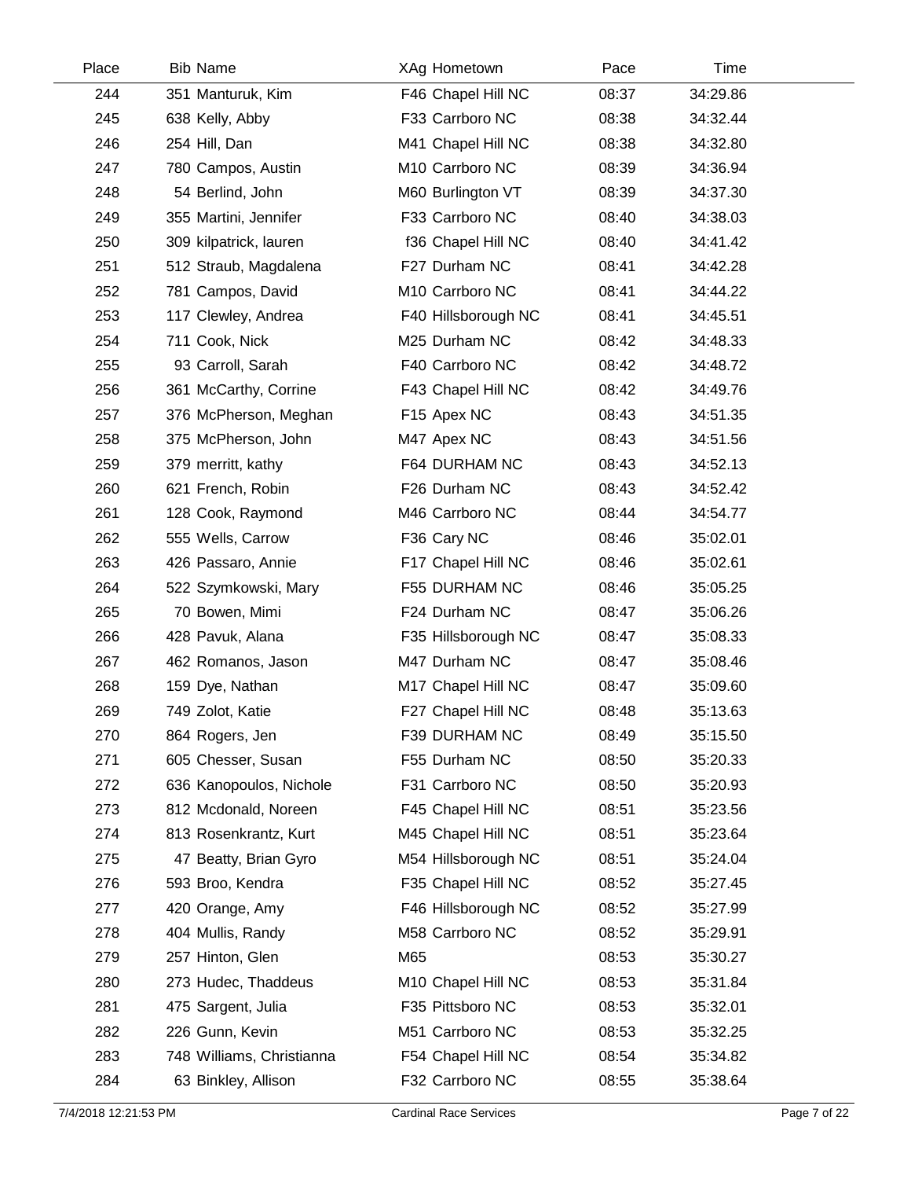| Place | Bib | Name | XAg | Hometown | Pace | Time |
|---|---|---|---|---|---|---|
| 244 | 351 | Manturuk, Kim | F46 | Chapel Hill NC | 08:37 | 34:29.86 |
| 245 | 638 | Kelly, Abby | F33 | Carrboro NC | 08:38 | 34:32.44 |
| 246 | 254 | Hill, Dan | M41 | Chapel Hill NC | 08:38 | 34:32.80 |
| 247 | 780 | Campos, Austin | M10 | Carrboro NC | 08:39 | 34:36.94 |
| 248 | 54 | Berlind, John | M60 | Burlington VT | 08:39 | 34:37.30 |
| 249 | 355 | Martini, Jennifer | F33 | Carrboro NC | 08:40 | 34:38.03 |
| 250 | 309 | kilpatrick, lauren | f36 | Chapel Hill NC | 08:40 | 34:41.42 |
| 251 | 512 | Straub, Magdalena | F27 | Durham NC | 08:41 | 34:42.28 |
| 252 | 781 | Campos, David | M10 | Carrboro NC | 08:41 | 34:44.22 |
| 253 | 117 | Clewley, Andrea | F40 | Hillsborough NC | 08:41 | 34:45.51 |
| 254 | 711 | Cook, Nick | M25 | Durham NC | 08:42 | 34:48.33 |
| 255 | 93 | Carroll, Sarah | F40 | Carrboro NC | 08:42 | 34:48.72 |
| 256 | 361 | McCarthy, Corrine | F43 | Chapel Hill NC | 08:42 | 34:49.76 |
| 257 | 376 | McPherson, Meghan | F15 | Apex NC | 08:43 | 34:51.35 |
| 258 | 375 | McPherson, John | M47 | Apex NC | 08:43 | 34:51.56 |
| 259 | 379 | merritt, kathy | F64 | DURHAM NC | 08:43 | 34:52.13 |
| 260 | 621 | French, Robin | F26 | Durham NC | 08:43 | 34:52.42 |
| 261 | 128 | Cook, Raymond | M46 | Carrboro NC | 08:44 | 34:54.77 |
| 262 | 555 | Wells, Carrow | F36 | Cary NC | 08:46 | 35:02.01 |
| 263 | 426 | Passaro, Annie | F17 | Chapel Hill NC | 08:46 | 35:02.61 |
| 264 | 522 | Szymkowski, Mary | F55 | DURHAM NC | 08:46 | 35:05.25 |
| 265 | 70 | Bowen, Mimi | F24 | Durham NC | 08:47 | 35:06.26 |
| 266 | 428 | Pavuk, Alana | F35 | Hillsborough NC | 08:47 | 35:08.33 |
| 267 | 462 | Romanos, Jason | M47 | Durham NC | 08:47 | 35:08.46 |
| 268 | 159 | Dye, Nathan | M17 | Chapel Hill NC | 08:47 | 35:09.60 |
| 269 | 749 | Zolot, Katie | F27 | Chapel Hill NC | 08:48 | 35:13.63 |
| 270 | 864 | Rogers, Jen | F39 | DURHAM NC | 08:49 | 35:15.50 |
| 271 | 605 | Chesser, Susan | F55 | Durham NC | 08:50 | 35:20.33 |
| 272 | 636 | Kanopoulos, Nichole | F31 | Carrboro NC | 08:50 | 35:20.93 |
| 273 | 812 | Mcdonald, Noreen | F45 | Chapel Hill NC | 08:51 | 35:23.56 |
| 274 | 813 | Rosenkrantz, Kurt | M45 | Chapel Hill NC | 08:51 | 35:23.64 |
| 275 | 47 | Beatty, Brian Gyro | M54 | Hillsborough NC | 08:51 | 35:24.04 |
| 276 | 593 | Broo, Kendra | F35 | Chapel Hill NC | 08:52 | 35:27.45 |
| 277 | 420 | Orange, Amy | F46 | Hillsborough NC | 08:52 | 35:27.99 |
| 278 | 404 | Mullis, Randy | M58 | Carrboro NC | 08:52 | 35:29.91 |
| 279 | 257 | Hinton, Glen | M65 | | 08:53 | 35:30.27 |
| 280 | 273 | Hudec, Thaddeus | M10 | Chapel Hill NC | 08:53 | 35:31.84 |
| 281 | 475 | Sargent, Julia | F35 | Pittsboro NC | 08:53 | 35:32.01 |
| 282 | 226 | Gunn, Kevin | M51 | Carrboro NC | 08:53 | 35:32.25 |
| 283 | 748 | Williams, Christianna | F54 | Chapel Hill NC | 08:54 | 35:34.82 |
| 284 | 63 | Binkley, Allison | F32 | Carrboro NC | 08:55 | 35:38.64 |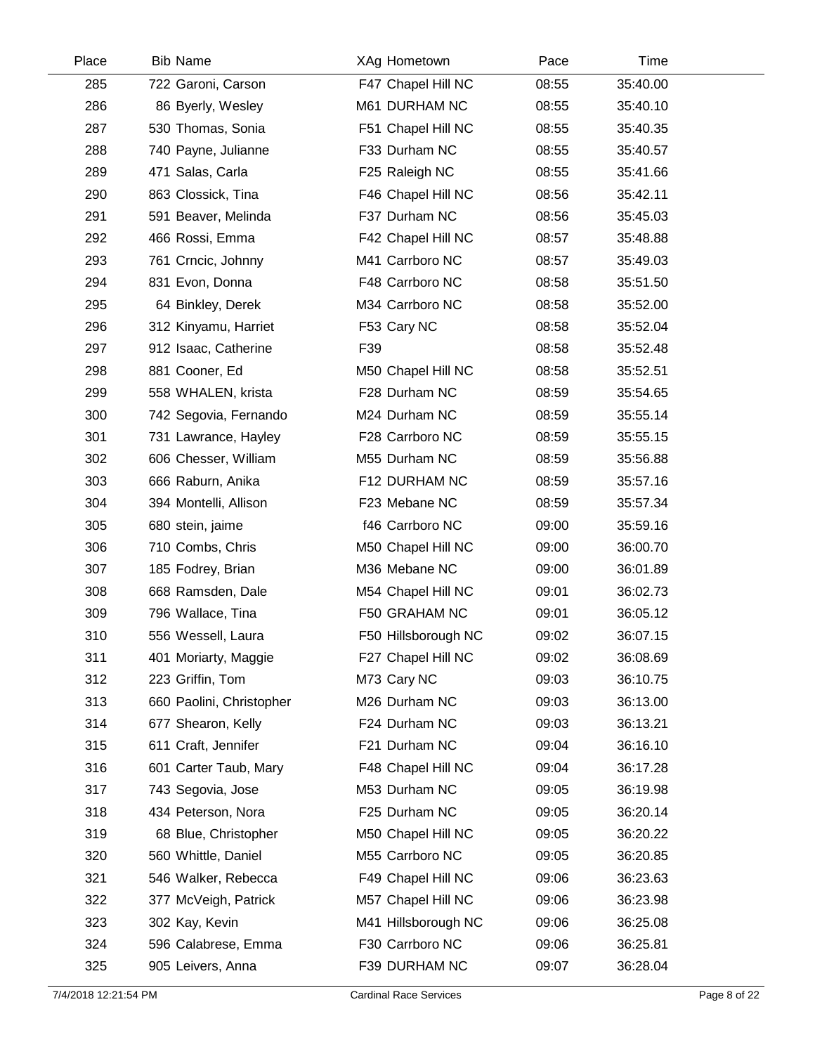| Place | Bib | Name | XAg | Hometown | Pace | Time |
|---|---|---|---|---|---|---|
| 285 | 722 | Garoni, Carson | F47 | Chapel Hill NC | 08:55 | 35:40.00 |
| 286 | 86 | Byerly, Wesley | M61 | DURHAM NC | 08:55 | 35:40.10 |
| 287 | 530 | Thomas, Sonia | F51 | Chapel Hill NC | 08:55 | 35:40.35 |
| 288 | 740 | Payne, Julianne | F33 | Durham NC | 08:55 | 35:40.57 |
| 289 | 471 | Salas, Carla | F25 | Raleigh NC | 08:55 | 35:41.66 |
| 290 | 863 | Clossick, Tina | F46 | Chapel Hill NC | 08:56 | 35:42.11 |
| 291 | 591 | Beaver, Melinda | F37 | Durham NC | 08:56 | 35:45.03 |
| 292 | 466 | Rossi, Emma | F42 | Chapel Hill NC | 08:57 | 35:48.88 |
| 293 | 761 | Crncic, Johnny | M41 | Carrboro NC | 08:57 | 35:49.03 |
| 294 | 831 | Evon, Donna | F48 | Carrboro NC | 08:58 | 35:51.50 |
| 295 | 64 | Binkley, Derek | M34 | Carrboro NC | 08:58 | 35:52.00 |
| 296 | 312 | Kinyamu, Harriet | F53 | Cary NC | 08:58 | 35:52.04 |
| 297 | 912 | Isaac, Catherine | F39 | | 08:58 | 35:52.48 |
| 298 | 881 | Cooner, Ed | M50 | Chapel Hill NC | 08:58 | 35:52.51 |
| 299 | 558 | WHALEN, krista | F28 | Durham NC | 08:59 | 35:54.65 |
| 300 | 742 | Segovia, Fernando | M24 | Durham NC | 08:59 | 35:55.14 |
| 301 | 731 | Lawrance, Hayley | F28 | Carrboro NC | 08:59 | 35:55.15 |
| 302 | 606 | Chesser, William | M55 | Durham NC | 08:59 | 35:56.88 |
| 303 | 666 | Raburn, Anika | F12 | DURHAM NC | 08:59 | 35:57.16 |
| 304 | 394 | Montelli, Allison | F23 | Mebane NC | 08:59 | 35:57.34 |
| 305 | 680 | stein, jaime | f46 | Carrboro NC | 09:00 | 35:59.16 |
| 306 | 710 | Combs, Chris | M50 | Chapel Hill NC | 09:00 | 36:00.70 |
| 307 | 185 | Fodrey, Brian | M36 | Mebane NC | 09:00 | 36:01.89 |
| 308 | 668 | Ramsden, Dale | M54 | Chapel Hill NC | 09:01 | 36:02.73 |
| 309 | 796 | Wallace, Tina | F50 | GRAHAM NC | 09:01 | 36:05.12 |
| 310 | 556 | Wessell, Laura | F50 | Hillsborough NC | 09:02 | 36:07.15 |
| 311 | 401 | Moriarty, Maggie | F27 | Chapel Hill NC | 09:02 | 36:08.69 |
| 312 | 223 | Griffin, Tom | M73 | Cary NC | 09:03 | 36:10.75 |
| 313 | 660 | Paolini, Christopher | M26 | Durham NC | 09:03 | 36:13.00 |
| 314 | 677 | Shearon, Kelly | F24 | Durham NC | 09:03 | 36:13.21 |
| 315 | 611 | Craft, Jennifer | F21 | Durham NC | 09:04 | 36:16.10 |
| 316 | 601 | Carter Taub, Mary | F48 | Chapel Hill NC | 09:04 | 36:17.28 |
| 317 | 743 | Segovia, Jose | M53 | Durham NC | 09:05 | 36:19.98 |
| 318 | 434 | Peterson, Nora | F25 | Durham NC | 09:05 | 36:20.14 |
| 319 | 68 | Blue, Christopher | M50 | Chapel Hill NC | 09:05 | 36:20.22 |
| 320 | 560 | Whittle, Daniel | M55 | Carrboro NC | 09:05 | 36:20.85 |
| 321 | 546 | Walker, Rebecca | F49 | Chapel Hill NC | 09:06 | 36:23.63 |
| 322 | 377 | McVeigh, Patrick | M57 | Chapel Hill NC | 09:06 | 36:23.98 |
| 323 | 302 | Kay, Kevin | M41 | Hillsborough NC | 09:06 | 36:25.08 |
| 324 | 596 | Calabrese, Emma | F30 | Carrboro NC | 09:06 | 36:25.81 |
| 325 | 905 | Leivers, Anna | F39 | DURHAM NC | 09:07 | 36:28.04 |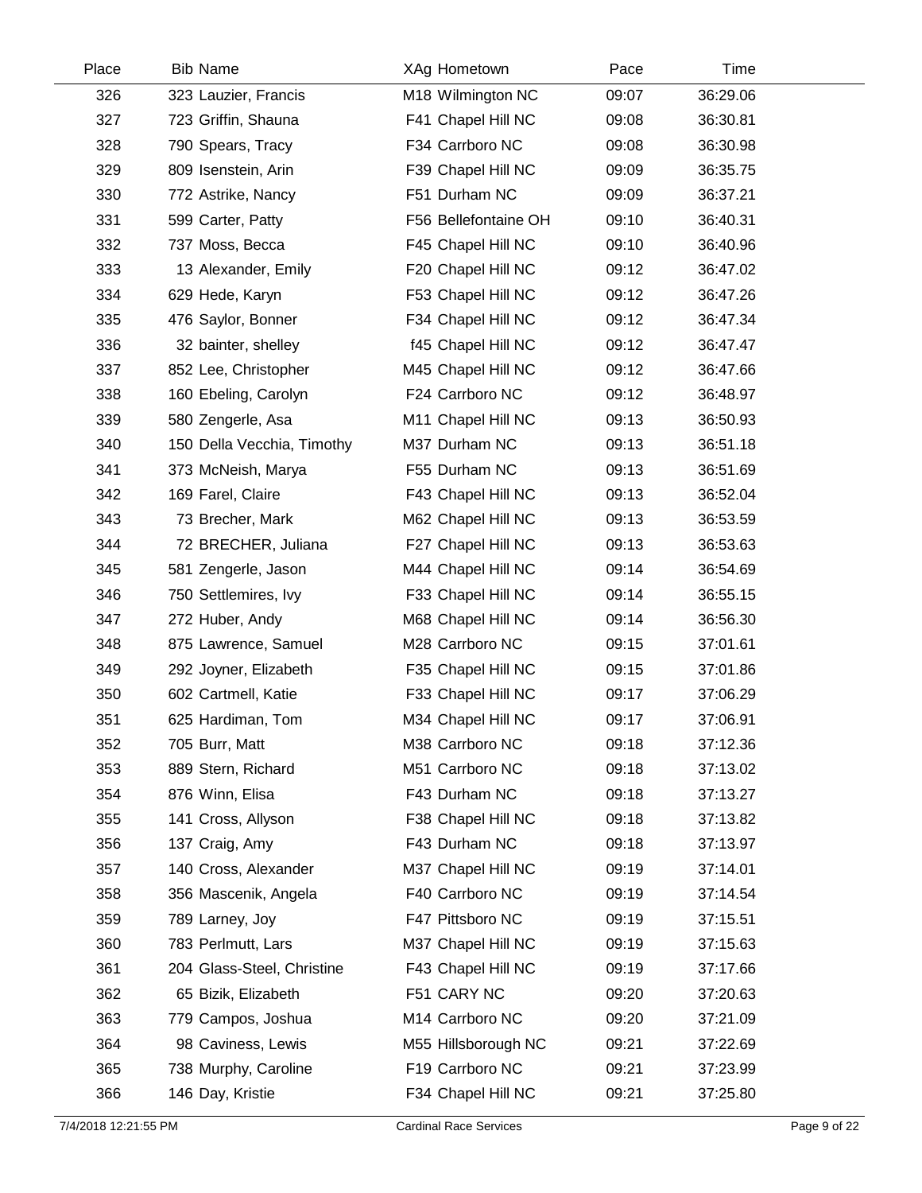| Place | Bib | Name | XAg | Hometown | Pace | Time |
|---|---|---|---|---|---|---|
| 326 | 323 | Lauzier, Francis | M18 | Wilmington NC | 09:07 | 36:29.06 |
| 327 | 723 | Griffin, Shauna | F41 | Chapel Hill NC | 09:08 | 36:30.81 |
| 328 | 790 | Spears, Tracy | F34 | Carrboro NC | 09:08 | 36:30.98 |
| 329 | 809 | Isenstein, Arin | F39 | Chapel Hill NC | 09:09 | 36:35.75 |
| 330 | 772 | Astrike, Nancy | F51 | Durham NC | 09:09 | 36:37.21 |
| 331 | 599 | Carter, Patty | F56 | Bellefontaine OH | 09:10 | 36:40.31 |
| 332 | 737 | Moss, Becca | F45 | Chapel Hill NC | 09:10 | 36:40.96 |
| 333 | 13 | Alexander, Emily | F20 | Chapel Hill NC | 09:12 | 36:47.02 |
| 334 | 629 | Hede, Karyn | F53 | Chapel Hill NC | 09:12 | 36:47.26 |
| 335 | 476 | Saylor, Bonner | F34 | Chapel Hill NC | 09:12 | 36:47.34 |
| 336 | 32 | bainter, shelley | f45 | Chapel Hill NC | 09:12 | 36:47.47 |
| 337 | 852 | Lee, Christopher | M45 | Chapel Hill NC | 09:12 | 36:47.66 |
| 338 | 160 | Ebeling, Carolyn | F24 | Carrboro NC | 09:12 | 36:48.97 |
| 339 | 580 | Zengerle, Asa | M11 | Chapel Hill NC | 09:13 | 36:50.93 |
| 340 | 150 | Della Vecchia, Timothy | M37 | Durham NC | 09:13 | 36:51.18 |
| 341 | 373 | McNeish, Marya | F55 | Durham NC | 09:13 | 36:51.69 |
| 342 | 169 | Farel, Claire | F43 | Chapel Hill NC | 09:13 | 36:52.04 |
| 343 | 73 | Brecher, Mark | M62 | Chapel Hill NC | 09:13 | 36:53.59 |
| 344 | 72 | BRECHER, Juliana | F27 | Chapel Hill NC | 09:13 | 36:53.63 |
| 345 | 581 | Zengerle, Jason | M44 | Chapel Hill NC | 09:14 | 36:54.69 |
| 346 | 750 | Settlemires, Ivy | F33 | Chapel Hill NC | 09:14 | 36:55.15 |
| 347 | 272 | Huber, Andy | M68 | Chapel Hill NC | 09:14 | 36:56.30 |
| 348 | 875 | Lawrence, Samuel | M28 | Carrboro NC | 09:15 | 37:01.61 |
| 349 | 292 | Joyner, Elizabeth | F35 | Chapel Hill NC | 09:15 | 37:01.86 |
| 350 | 602 | Cartmell, Katie | F33 | Chapel Hill NC | 09:17 | 37:06.29 |
| 351 | 625 | Hardiman, Tom | M34 | Chapel Hill NC | 09:17 | 37:06.91 |
| 352 | 705 | Burr, Matt | M38 | Carrboro NC | 09:18 | 37:12.36 |
| 353 | 889 | Stern, Richard | M51 | Carrboro NC | 09:18 | 37:13.02 |
| 354 | 876 | Winn, Elisa | F43 | Durham NC | 09:18 | 37:13.27 |
| 355 | 141 | Cross, Allyson | F38 | Chapel Hill NC | 09:18 | 37:13.82 |
| 356 | 137 | Craig, Amy | F43 | Durham NC | 09:18 | 37:13.97 |
| 357 | 140 | Cross, Alexander | M37 | Chapel Hill NC | 09:19 | 37:14.01 |
| 358 | 356 | Mascenik, Angela | F40 | Carrboro NC | 09:19 | 37:14.54 |
| 359 | 789 | Larney, Joy | F47 | Pittsboro NC | 09:19 | 37:15.51 |
| 360 | 783 | Perlmutt, Lars | M37 | Chapel Hill NC | 09:19 | 37:15.63 |
| 361 | 204 | Glass-Steel, Christine | F43 | Chapel Hill NC | 09:19 | 37:17.66 |
| 362 | 65 | Bizik, Elizabeth | F51 | CARY NC | 09:20 | 37:20.63 |
| 363 | 779 | Campos, Joshua | M14 | Carrboro NC | 09:20 | 37:21.09 |
| 364 | 98 | Caviness, Lewis | M55 | Hillsborough NC | 09:21 | 37:22.69 |
| 365 | 738 | Murphy, Caroline | F19 | Carrboro NC | 09:21 | 37:23.99 |
| 366 | 146 | Day, Kristie | F34 | Chapel Hill NC | 09:21 | 37:25.80 |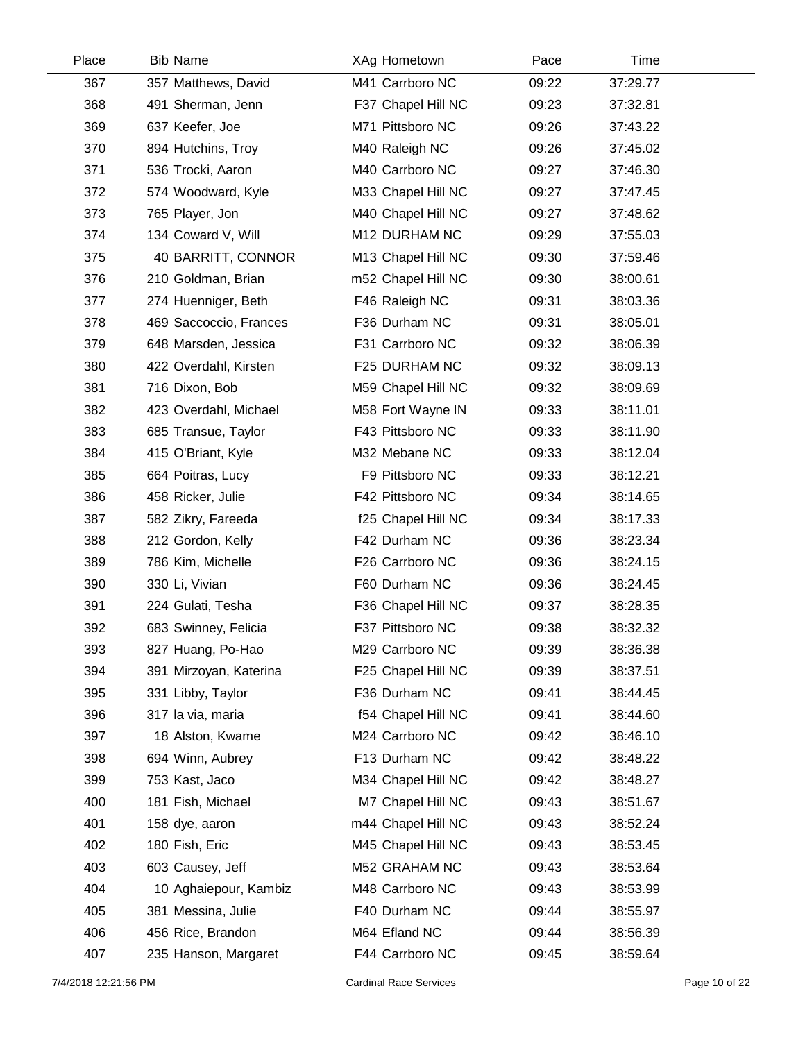| Place | Bib | Name | XAg | Hometown | Pace | Time |
|---|---|---|---|---|---|---|
| 367 | 357 | Matthews, David | M41 | Carrboro NC | 09:22 | 37:29.77 |
| 368 | 491 | Sherman, Jenn | F37 | Chapel Hill NC | 09:23 | 37:32.81 |
| 369 | 637 | Keefer, Joe | M71 | Pittsboro NC | 09:26 | 37:43.22 |
| 370 | 894 | Hutchins, Troy | M40 | Raleigh NC | 09:26 | 37:45.02 |
| 371 | 536 | Trocki, Aaron | M40 | Carrboro NC | 09:27 | 37:46.30 |
| 372 | 574 | Woodward, Kyle | M33 | Chapel Hill NC | 09:27 | 37:47.45 |
| 373 | 765 | Player, Jon | M40 | Chapel Hill NC | 09:27 | 37:48.62 |
| 374 | 134 | Coward V, Will | M12 | DURHAM NC | 09:29 | 37:55.03 |
| 375 | 40 | BARRITT, CONNOR | M13 | Chapel Hill NC | 09:30 | 37:59.46 |
| 376 | 210 | Goldman, Brian | m52 | Chapel Hill NC | 09:30 | 38:00.61 |
| 377 | 274 | Huenniger, Beth | F46 | Raleigh NC | 09:31 | 38:03.36 |
| 378 | 469 | Saccoccio, Frances | F36 | Durham NC | 09:31 | 38:05.01 |
| 379 | 648 | Marsden, Jessica | F31 | Carrboro NC | 09:32 | 38:06.39 |
| 380 | 422 | Overdahl, Kirsten | F25 | DURHAM NC | 09:32 | 38:09.13 |
| 381 | 716 | Dixon, Bob | M59 | Chapel Hill NC | 09:32 | 38:09.69 |
| 382 | 423 | Overdahl, Michael | M58 | Fort Wayne IN | 09:33 | 38:11.01 |
| 383 | 685 | Transue, Taylor | F43 | Pittsboro NC | 09:33 | 38:11.90 |
| 384 | 415 | O'Briant, Kyle | M32 | Mebane NC | 09:33 | 38:12.04 |
| 385 | 664 | Poitras, Lucy | F9 | Pittsboro NC | 09:33 | 38:12.21 |
| 386 | 458 | Ricker, Julie | F42 | Pittsboro NC | 09:34 | 38:14.65 |
| 387 | 582 | Zikry, Fareeda | f25 | Chapel Hill NC | 09:34 | 38:17.33 |
| 388 | 212 | Gordon, Kelly | F42 | Durham NC | 09:36 | 38:23.34 |
| 389 | 786 | Kim, Michelle | F26 | Carrboro NC | 09:36 | 38:24.15 |
| 390 | 330 | Li, Vivian | F60 | Durham NC | 09:36 | 38:24.45 |
| 391 | 224 | Gulati, Tesha | F36 | Chapel Hill NC | 09:37 | 38:28.35 |
| 392 | 683 | Swinney, Felicia | F37 | Pittsboro NC | 09:38 | 38:32.32 |
| 393 | 827 | Huang, Po-Hao | M29 | Carrboro NC | 09:39 | 38:36.38 |
| 394 | 391 | Mirzoyan, Katerina | F25 | Chapel Hill NC | 09:39 | 38:37.51 |
| 395 | 331 | Libby, Taylor | F36 | Durham NC | 09:41 | 38:44.45 |
| 396 | 317 | la via, maria | f54 | Chapel Hill NC | 09:41 | 38:44.60 |
| 397 | 18 | Alston, Kwame | M24 | Carrboro NC | 09:42 | 38:46.10 |
| 398 | 694 | Winn, Aubrey | F13 | Durham NC | 09:42 | 38:48.22 |
| 399 | 753 | Kast, Jaco | M34 | Chapel Hill NC | 09:42 | 38:48.27 |
| 400 | 181 | Fish, Michael | M7 | Chapel Hill NC | 09:43 | 38:51.67 |
| 401 | 158 | dye, aaron | m44 | Chapel Hill NC | 09:43 | 38:52.24 |
| 402 | 180 | Fish, Eric | M45 | Chapel Hill NC | 09:43 | 38:53.45 |
| 403 | 603 | Causey, Jeff | M52 | GRAHAM NC | 09:43 | 38:53.64 |
| 404 | 10 | Aghaiepour, Kambiz | M48 | Carrboro NC | 09:43 | 38:53.99 |
| 405 | 381 | Messina, Julie | F40 | Durham NC | 09:44 | 38:55.97 |
| 406 | 456 | Rice, Brandon | M64 | Efland NC | 09:44 | 38:56.39 |
| 407 | 235 | Hanson, Margaret | F44 | Carrboro NC | 09:45 | 38:59.64 |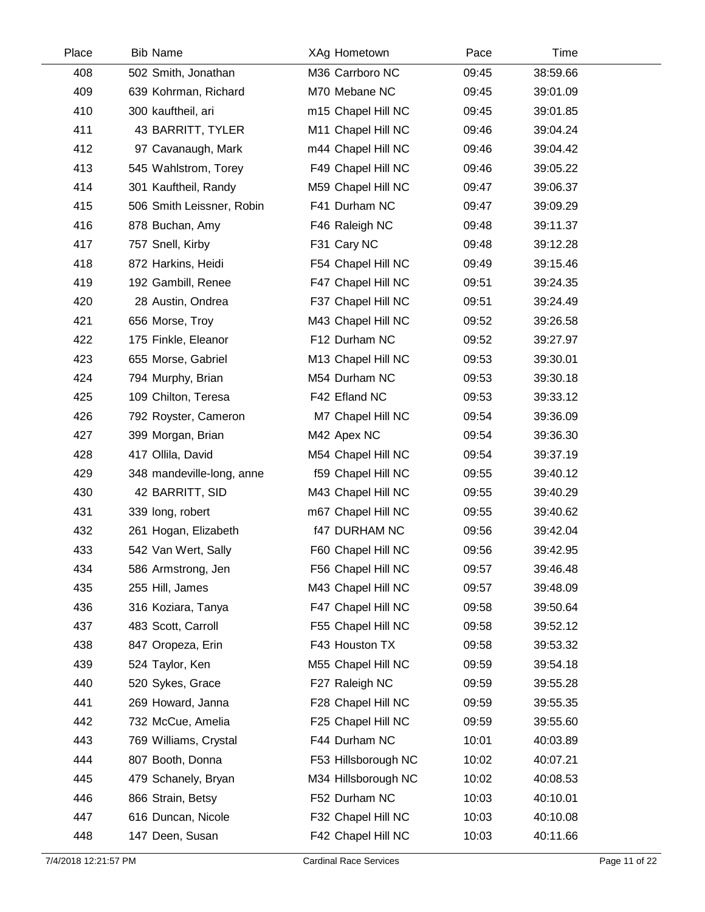| Place | Bib | Name | XAg | Hometown | Pace | Time |
|---|---|---|---|---|---|---|
| 408 | 502 | Smith, Jonathan | M36 | Carrboro NC | 09:45 | 38:59.66 |
| 409 | 639 | Kohrman, Richard | M70 | Mebane NC | 09:45 | 39:01.09 |
| 410 | 300 | kauftheil, ari | m15 | Chapel Hill NC | 09:45 | 39:01.85 |
| 411 | 43 | BARRITT, TYLER | M11 | Chapel Hill NC | 09:46 | 39:04.24 |
| 412 | 97 | Cavanaugh, Mark | m44 | Chapel Hill NC | 09:46 | 39:04.42 |
| 413 | 545 | Wahlstrom, Torey | F49 | Chapel Hill NC | 09:46 | 39:05.22 |
| 414 | 301 | Kauftheil, Randy | M59 | Chapel Hill NC | 09:47 | 39:06.37 |
| 415 | 506 | Smith Leissner, Robin | F41 | Durham NC | 09:47 | 39:09.29 |
| 416 | 878 | Buchan, Amy | F46 | Raleigh NC | 09:48 | 39:11.37 |
| 417 | 757 | Snell, Kirby | F31 | Cary NC | 09:48 | 39:12.28 |
| 418 | 872 | Harkins, Heidi | F54 | Chapel Hill NC | 09:49 | 39:15.46 |
| 419 | 192 | Gambill, Renee | F47 | Chapel Hill NC | 09:51 | 39:24.35 |
| 420 | 28 | Austin, Ondrea | F37 | Chapel Hill NC | 09:51 | 39:24.49 |
| 421 | 656 | Morse, Troy | M43 | Chapel Hill NC | 09:52 | 39:26.58 |
| 422 | 175 | Finkle, Eleanor | F12 | Durham NC | 09:52 | 39:27.97 |
| 423 | 655 | Morse, Gabriel | M13 | Chapel Hill NC | 09:53 | 39:30.01 |
| 424 | 794 | Murphy, Brian | M54 | Durham NC | 09:53 | 39:30.18 |
| 425 | 109 | Chilton, Teresa | F42 | Efland NC | 09:53 | 39:33.12 |
| 426 | 792 | Royster, Cameron | M7 | Chapel Hill NC | 09:54 | 39:36.09 |
| 427 | 399 | Morgan, Brian | M42 | Apex NC | 09:54 | 39:36.30 |
| 428 | 417 | Ollila, David | M54 | Chapel Hill NC | 09:54 | 39:37.19 |
| 429 | 348 | mandeville-long, anne | f59 | Chapel Hill NC | 09:55 | 39:40.12 |
| 430 | 42 | BARRITT, SID | M43 | Chapel Hill NC | 09:55 | 39:40.29 |
| 431 | 339 | long, robert | m67 | Chapel Hill NC | 09:55 | 39:40.62 |
| 432 | 261 | Hogan, Elizabeth | f47 | DURHAM NC | 09:56 | 39:42.04 |
| 433 | 542 | Van Wert, Sally | F60 | Chapel Hill NC | 09:56 | 39:42.95 |
| 434 | 586 | Armstrong, Jen | F56 | Chapel Hill NC | 09:57 | 39:46.48 |
| 435 | 255 | Hill, James | M43 | Chapel Hill NC | 09:57 | 39:48.09 |
| 436 | 316 | Koziara, Tanya | F47 | Chapel Hill NC | 09:58 | 39:50.64 |
| 437 | 483 | Scott, Carroll | F55 | Chapel Hill NC | 09:58 | 39:52.12 |
| 438 | 847 | Oropeza, Erin | F43 | Houston TX | 09:58 | 39:53.32 |
| 439 | 524 | Taylor, Ken | M55 | Chapel Hill NC | 09:59 | 39:54.18 |
| 440 | 520 | Sykes, Grace | F27 | Raleigh NC | 09:59 | 39:55.28 |
| 441 | 269 | Howard, Janna | F28 | Chapel Hill NC | 09:59 | 39:55.35 |
| 442 | 732 | McCue, Amelia | F25 | Chapel Hill NC | 09:59 | 39:55.60 |
| 443 | 769 | Williams, Crystal | F44 | Durham NC | 10:01 | 40:03.89 |
| 444 | 807 | Booth, Donna | F53 | Hillsborough NC | 10:02 | 40:07.21 |
| 445 | 479 | Schanely, Bryan | M34 | Hillsborough NC | 10:02 | 40:08.53 |
| 446 | 866 | Strain, Betsy | F52 | Durham NC | 10:03 | 40:10.01 |
| 447 | 616 | Duncan, Nicole | F32 | Chapel Hill NC | 10:03 | 40:10.08 |
| 448 | 147 | Deen, Susan | F42 | Chapel Hill NC | 10:03 | 40:11.66 |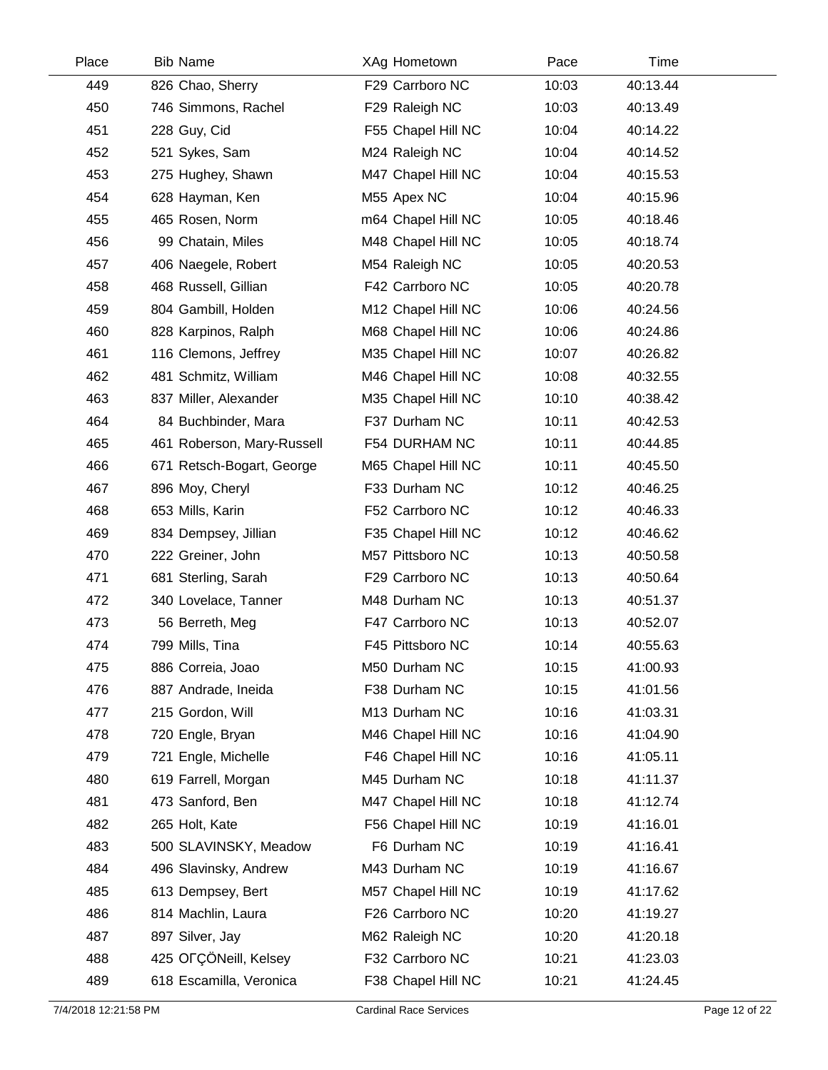| Place | Bib | Name | XAg | Hometown | Pace | Time |
|---|---|---|---|---|---|---|
| 449 | 826 | Chao, Sherry | F29 | Carrboro NC | 10:03 | 40:13.44 |
| 450 | 746 | Simmons, Rachel | F29 | Raleigh NC | 10:03 | 40:13.49 |
| 451 | 228 | Guy, Cid | F55 | Chapel Hill NC | 10:04 | 40:14.22 |
| 452 | 521 | Sykes, Sam | M24 | Raleigh NC | 10:04 | 40:14.52 |
| 453 | 275 | Hughey, Shawn | M47 | Chapel Hill NC | 10:04 | 40:15.53 |
| 454 | 628 | Hayman, Ken | M55 | Apex NC | 10:04 | 40:15.96 |
| 455 | 465 | Rosen, Norm | m64 | Chapel Hill NC | 10:05 | 40:18.46 |
| 456 | 99 | Chatain, Miles | M48 | Chapel Hill NC | 10:05 | 40:18.74 |
| 457 | 406 | Naegele, Robert | M54 | Raleigh NC | 10:05 | 40:20.53 |
| 458 | 468 | Russell, Gillian | F42 | Carrboro NC | 10:05 | 40:20.78 |
| 459 | 804 | Gambill, Holden | M12 | Chapel Hill NC | 10:06 | 40:24.56 |
| 460 | 828 | Karpinos, Ralph | M68 | Chapel Hill NC | 10:06 | 40:24.86 |
| 461 | 116 | Clemons, Jeffrey | M35 | Chapel Hill NC | 10:07 | 40:26.82 |
| 462 | 481 | Schmitz, William | M46 | Chapel Hill NC | 10:08 | 40:32.55 |
| 463 | 837 | Miller, Alexander | M35 | Chapel Hill NC | 10:10 | 40:38.42 |
| 464 | 84 | Buchbinder, Mara | F37 | Durham NC | 10:11 | 40:42.53 |
| 465 | 461 | Roberson, Mary-Russell | F54 | DURHAM NC | 10:11 | 40:44.85 |
| 466 | 671 | Retsch-Bogart, George | M65 | Chapel Hill NC | 10:11 | 40:45.50 |
| 467 | 896 | Moy, Cheryl | F33 | Durham NC | 10:12 | 40:46.25 |
| 468 | 653 | Mills, Karin | F52 | Carrboro NC | 10:12 | 40:46.33 |
| 469 | 834 | Dempsey, Jillian | F35 | Chapel Hill NC | 10:12 | 40:46.62 |
| 470 | 222 | Greiner, John | M57 | Pittsboro NC | 10:13 | 40:50.58 |
| 471 | 681 | Sterling, Sarah | F29 | Carrboro NC | 10:13 | 40:50.64 |
| 472 | 340 | Lovelace, Tanner | M48 | Durham NC | 10:13 | 40:51.37 |
| 473 | 56 | Berreth, Meg | F47 | Carrboro NC | 10:13 | 40:52.07 |
| 474 | 799 | Mills, Tina | F45 | Pittsboro NC | 10:14 | 40:55.63 |
| 475 | 886 | Correia, Joao | M50 | Durham NC | 10:15 | 41:00.93 |
| 476 | 887 | Andrade, Ineida | F38 | Durham NC | 10:15 | 41:01.56 |
| 477 | 215 | Gordon, Will | M13 | Durham NC | 10:16 | 41:03.31 |
| 478 | 720 | Engle, Bryan | M46 | Chapel Hill NC | 10:16 | 41:04.90 |
| 479 | 721 | Engle, Michelle | F46 | Chapel Hill NC | 10:16 | 41:05.11 |
| 480 | 619 | Farrell, Morgan | M45 | Durham NC | 10:18 | 41:11.37 |
| 481 | 473 | Sanford, Ben | M47 | Chapel Hill NC | 10:18 | 41:12.74 |
| 482 | 265 | Holt, Kate | F56 | Chapel Hill NC | 10:19 | 41:16.01 |
| 483 | 500 | SLAVINSKY, Meadow | F6 | Durham NC | 10:19 | 41:16.41 |
| 484 | 496 | Slavinsky, Andrew | M43 | Durham NC | 10:19 | 41:16.67 |
| 485 | 613 | Dempsey, Bert | M57 | Chapel Hill NC | 10:19 | 41:17.62 |
| 486 | 814 | Machlin, Laura | F26 | Carrboro NC | 10:20 | 41:19.27 |
| 487 | 897 | Silver, Jay | M62 | Raleigh NC | 10:20 | 41:20.18 |
| 488 | 425 | OΓÇÖNeill, Kelsey | F32 | Carrboro NC | 10:21 | 41:23.03 |
| 489 | 618 | Escamilla, Veronica | F38 | Chapel Hill NC | 10:21 | 41:24.45 |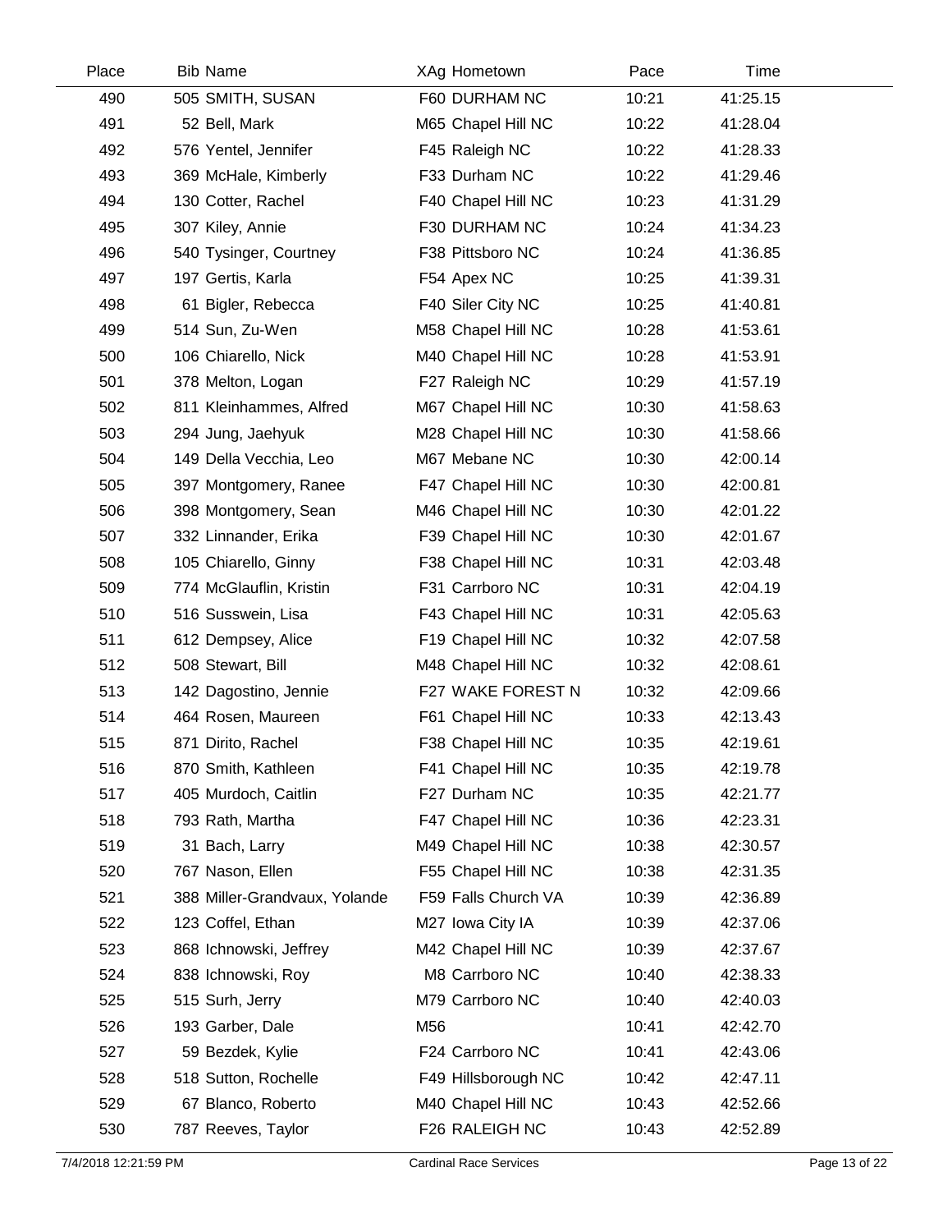| Place | Bib | Name | XAg | Hometown | Pace | Time |
|---|---|---|---|---|---|---|
| 490 | 505 | SMITH, SUSAN | F60 | DURHAM NC | 10:21 | 41:25.15 |
| 491 | 52 | Bell, Mark | M65 | Chapel Hill NC | 10:22 | 41:28.04 |
| 492 | 576 | Yentel, Jennifer | F45 | Raleigh NC | 10:22 | 41:28.33 |
| 493 | 369 | McHale, Kimberly | F33 | Durham NC | 10:22 | 41:29.46 |
| 494 | 130 | Cotter, Rachel | F40 | Chapel Hill NC | 10:23 | 41:31.29 |
| 495 | 307 | Kiley, Annie | F30 | DURHAM NC | 10:24 | 41:34.23 |
| 496 | 540 | Tysinger, Courtney | F38 | Pittsboro NC | 10:24 | 41:36.85 |
| 497 | 197 | Gertis, Karla | F54 | Apex NC | 10:25 | 41:39.31 |
| 498 | 61 | Bigler, Rebecca | F40 | Siler City NC | 10:25 | 41:40.81 |
| 499 | 514 | Sun, Zu-Wen | M58 | Chapel Hill NC | 10:28 | 41:53.61 |
| 500 | 106 | Chiarello, Nick | M40 | Chapel Hill NC | 10:28 | 41:53.91 |
| 501 | 378 | Melton, Logan | F27 | Raleigh NC | 10:29 | 41:57.19 |
| 502 | 811 | Kleinhammes, Alfred | M67 | Chapel Hill NC | 10:30 | 41:58.63 |
| 503 | 294 | Jung, Jaehyuk | M28 | Chapel Hill NC | 10:30 | 41:58.66 |
| 504 | 149 | Della Vecchia, Leo | M67 | Mebane NC | 10:30 | 42:00.14 |
| 505 | 397 | Montgomery, Ranee | F47 | Chapel Hill NC | 10:30 | 42:00.81 |
| 506 | 398 | Montgomery, Sean | M46 | Chapel Hill NC | 10:30 | 42:01.22 |
| 507 | 332 | Linnander, Erika | F39 | Chapel Hill NC | 10:30 | 42:01.67 |
| 508 | 105 | Chiarello, Ginny | F38 | Chapel Hill NC | 10:31 | 42:03.48 |
| 509 | 774 | McGlauflin, Kristin | F31 | Carrboro NC | 10:31 | 42:04.19 |
| 510 | 516 | Susswein, Lisa | F43 | Chapel Hill NC | 10:31 | 42:05.63 |
| 511 | 612 | Dempsey, Alice | F19 | Chapel Hill NC | 10:32 | 42:07.58 |
| 512 | 508 | Stewart, Bill | M48 | Chapel Hill NC | 10:32 | 42:08.61 |
| 513 | 142 | Dagostino, Jennie | F27 | WAKE FOREST N | 10:32 | 42:09.66 |
| 514 | 464 | Rosen, Maureen | F61 | Chapel Hill NC | 10:33 | 42:13.43 |
| 515 | 871 | Dirito, Rachel | F38 | Chapel Hill NC | 10:35 | 42:19.61 |
| 516 | 870 | Smith, Kathleen | F41 | Chapel Hill NC | 10:35 | 42:19.78 |
| 517 | 405 | Murdoch, Caitlin | F27 | Durham NC | 10:35 | 42:21.77 |
| 518 | 793 | Rath, Martha | F47 | Chapel Hill NC | 10:36 | 42:23.31 |
| 519 | 31 | Bach, Larry | M49 | Chapel Hill NC | 10:38 | 42:30.57 |
| 520 | 767 | Nason, Ellen | F55 | Chapel Hill NC | 10:38 | 42:31.35 |
| 521 | 388 | Miller-Grandvaux, Yolande | F59 | Falls Church VA | 10:39 | 42:36.89 |
| 522 | 123 | Coffel, Ethan | M27 | Iowa City IA | 10:39 | 42:37.06 |
| 523 | 868 | Ichnowski, Jeffrey | M42 | Chapel Hill NC | 10:39 | 42:37.67 |
| 524 | 838 | Ichnowski, Roy | M8 | Carrboro NC | 10:40 | 42:38.33 |
| 525 | 515 | Surh, Jerry | M79 | Carrboro NC | 10:40 | 42:40.03 |
| 526 | 193 | Garber, Dale | M56 | | 10:41 | 42:42.70 |
| 527 | 59 | Bezdek, Kylie | F24 | Carrboro NC | 10:41 | 42:43.06 |
| 528 | 518 | Sutton, Rochelle | F49 | Hillsborough NC | 10:42 | 42:47.11 |
| 529 | 67 | Blanco, Roberto | M40 | Chapel Hill NC | 10:43 | 42:52.66 |
| 530 | 787 | Reeves, Taylor | F26 | RALEIGH NC | 10:43 | 42:52.89 |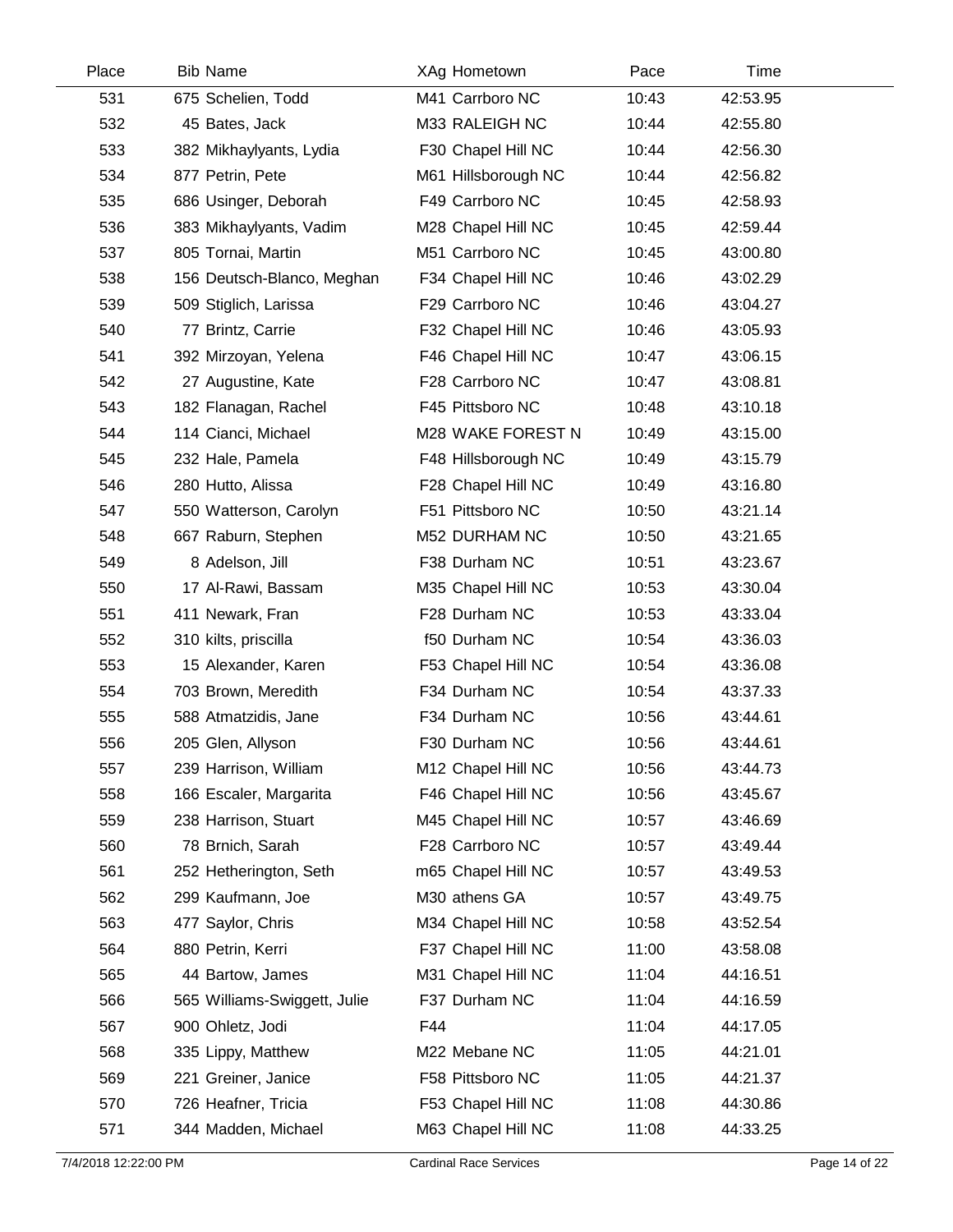| Place | Bib | Name | XAg | Hometown | Pace | Time |
|---|---|---|---|---|---|---|
| 531 | 675 | Schelien, Todd | M41 | Carrboro NC | 10:43 | 42:53.95 |
| 532 | 45 | Bates, Jack | M33 | RALEIGH NC | 10:44 | 42:55.80 |
| 533 | 382 | Mikhaylyants, Lydia | F30 | Chapel Hill NC | 10:44 | 42:56.30 |
| 534 | 877 | Petrin, Pete | M61 | Hillsborough NC | 10:44 | 42:56.82 |
| 535 | 686 | Usinger, Deborah | F49 | Carrboro NC | 10:45 | 42:58.93 |
| 536 | 383 | Mikhaylyants, Vadim | M28 | Chapel Hill NC | 10:45 | 42:59.44 |
| 537 | 805 | Tornai, Martin | M51 | Carrboro NC | 10:45 | 43:00.80 |
| 538 | 156 | Deutsch-Blanco, Meghan | F34 | Chapel Hill NC | 10:46 | 43:02.29 |
| 539 | 509 | Stiglich, Larissa | F29 | Carrboro NC | 10:46 | 43:04.27 |
| 540 | 77 | Brintz, Carrie | F32 | Chapel Hill NC | 10:46 | 43:05.93 |
| 541 | 392 | Mirzoyan, Yelena | F46 | Chapel Hill NC | 10:47 | 43:06.15 |
| 542 | 27 | Augustine, Kate | F28 | Carrboro NC | 10:47 | 43:08.81 |
| 543 | 182 | Flanagan, Rachel | F45 | Pittsboro NC | 10:48 | 43:10.18 |
| 544 | 114 | Cianci, Michael | M28 | WAKE FOREST N | 10:49 | 43:15.00 |
| 545 | 232 | Hale, Pamela | F48 | Hillsborough NC | 10:49 | 43:15.79 |
| 546 | 280 | Hutto, Alissa | F28 | Chapel Hill NC | 10:49 | 43:16.80 |
| 547 | 550 | Watterson, Carolyn | F51 | Pittsboro NC | 10:50 | 43:21.14 |
| 548 | 667 | Raburn, Stephen | M52 | DURHAM NC | 10:50 | 43:21.65 |
| 549 | 8 | Adelson, Jill | F38 | Durham NC | 10:51 | 43:23.67 |
| 550 | 17 | Al-Rawi, Bassam | M35 | Chapel Hill NC | 10:53 | 43:30.04 |
| 551 | 411 | Newark, Fran | F28 | Durham NC | 10:53 | 43:33.04 |
| 552 | 310 | kilts, priscilla | f50 | Durham NC | 10:54 | 43:36.03 |
| 553 | 15 | Alexander, Karen | F53 | Chapel Hill NC | 10:54 | 43:36.08 |
| 554 | 703 | Brown, Meredith | F34 | Durham NC | 10:54 | 43:37.33 |
| 555 | 588 | Atmatzidis, Jane | F34 | Durham NC | 10:56 | 43:44.61 |
| 556 | 205 | Glen, Allyson | F30 | Durham NC | 10:56 | 43:44.61 |
| 557 | 239 | Harrison, William | M12 | Chapel Hill NC | 10:56 | 43:44.73 |
| 558 | 166 | Escaler, Margarita | F46 | Chapel Hill NC | 10:56 | 43:45.67 |
| 559 | 238 | Harrison, Stuart | M45 | Chapel Hill NC | 10:57 | 43:46.69 |
| 560 | 78 | Brnich, Sarah | F28 | Carrboro NC | 10:57 | 43:49.44 |
| 561 | 252 | Hetherington, Seth | m65 | Chapel Hill NC | 10:57 | 43:49.53 |
| 562 | 299 | Kaufmann, Joe | M30 | athens GA | 10:57 | 43:49.75 |
| 563 | 477 | Saylor, Chris | M34 | Chapel Hill NC | 10:58 | 43:52.54 |
| 564 | 880 | Petrin, Kerri | F37 | Chapel Hill NC | 11:00 | 43:58.08 |
| 565 | 44 | Bartow, James | M31 | Chapel Hill NC | 11:04 | 44:16.51 |
| 566 | 565 | Williams-Swiggett, Julie | F37 | Durham NC | 11:04 | 44:16.59 |
| 567 | 900 | Ohletz, Jodi | F44 | | 11:04 | 44:17.05 |
| 568 | 335 | Lippy, Matthew | M22 | Mebane NC | 11:05 | 44:21.01 |
| 569 | 221 | Greiner, Janice | F58 | Pittsboro NC | 11:05 | 44:21.37 |
| 570 | 726 | Heafner, Tricia | F53 | Chapel Hill NC | 11:08 | 44:30.86 |
| 571 | 344 | Madden, Michael | M63 | Chapel Hill NC | 11:08 | 44:33.25 |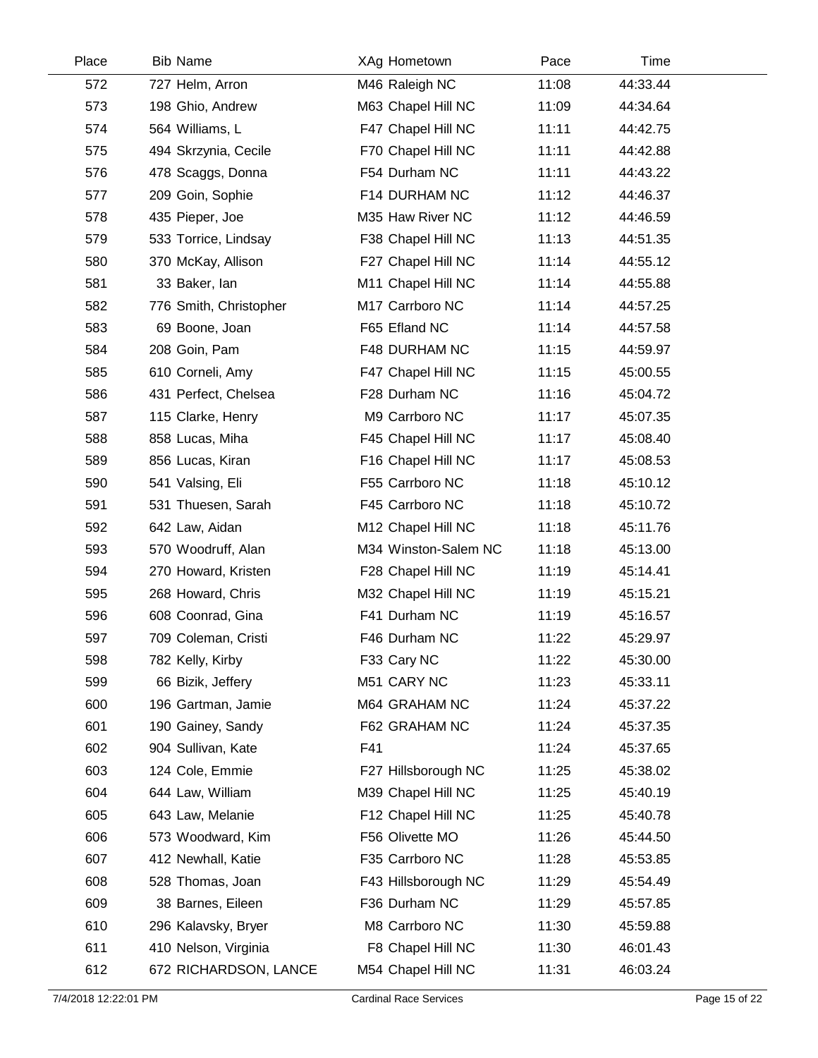| Place | Bib | Name | XAg | Hometown | Pace | Time |
|---|---|---|---|---|---|---|
| 572 | 727 | Helm, Arron | M46 | Raleigh NC | 11:08 | 44:33.44 |
| 573 | 198 | Ghio, Andrew | M63 | Chapel Hill NC | 11:09 | 44:34.64 |
| 574 | 564 | Williams, L | F47 | Chapel Hill NC | 11:11 | 44:42.75 |
| 575 | 494 | Skrzynia, Cecile | F70 | Chapel Hill NC | 11:11 | 44:42.88 |
| 576 | 478 | Scaggs, Donna | F54 | Durham NC | 11:11 | 44:43.22 |
| 577 | 209 | Goin, Sophie | F14 | DURHAM NC | 11:12 | 44:46.37 |
| 578 | 435 | Pieper, Joe | M35 | Haw River NC | 11:12 | 44:46.59 |
| 579 | 533 | Torrice, Lindsay | F38 | Chapel Hill NC | 11:13 | 44:51.35 |
| 580 | 370 | McKay, Allison | F27 | Chapel Hill NC | 11:14 | 44:55.12 |
| 581 | 33 | Baker, Ian | M11 | Chapel Hill NC | 11:14 | 44:55.88 |
| 582 | 776 | Smith, Christopher | M17 | Carrboro NC | 11:14 | 44:57.25 |
| 583 | 69 | Boone, Joan | F65 | Efland NC | 11:14 | 44:57.58 |
| 584 | 208 | Goin, Pam | F48 | DURHAM NC | 11:15 | 44:59.97 |
| 585 | 610 | Corneli, Amy | F47 | Chapel Hill NC | 11:15 | 45:00.55 |
| 586 | 431 | Perfect, Chelsea | F28 | Durham NC | 11:16 | 45:04.72 |
| 587 | 115 | Clarke, Henry | M9 | Carrboro NC | 11:17 | 45:07.35 |
| 588 | 858 | Lucas, Miha | F45 | Chapel Hill NC | 11:17 | 45:08.40 |
| 589 | 856 | Lucas, Kiran | F16 | Chapel Hill NC | 11:17 | 45:08.53 |
| 590 | 541 | Valsing, Eli | F55 | Carrboro NC | 11:18 | 45:10.12 |
| 591 | 531 | Thuesen, Sarah | F45 | Carrboro NC | 11:18 | 45:10.72 |
| 592 | 642 | Law, Aidan | M12 | Chapel Hill NC | 11:18 | 45:11.76 |
| 593 | 570 | Woodruff, Alan | M34 | Winston-Salem NC | 11:18 | 45:13.00 |
| 594 | 270 | Howard, Kristen | F28 | Chapel Hill NC | 11:19 | 45:14.41 |
| 595 | 268 | Howard, Chris | M32 | Chapel Hill NC | 11:19 | 45:15.21 |
| 596 | 608 | Coonrad, Gina | F41 | Durham NC | 11:19 | 45:16.57 |
| 597 | 709 | Coleman, Cristi | F46 | Durham NC | 11:22 | 45:29.97 |
| 598 | 782 | Kelly, Kirby | F33 | Cary NC | 11:22 | 45:30.00 |
| 599 | 66 | Bizik, Jeffery | M51 | CARY NC | 11:23 | 45:33.11 |
| 600 | 196 | Gartman, Jamie | M64 | GRAHAM NC | 11:24 | 45:37.22 |
| 601 | 190 | Gainey, Sandy | F62 | GRAHAM NC | 11:24 | 45:37.35 |
| 602 | 904 | Sullivan, Kate | F41 | | 11:24 | 45:37.65 |
| 603 | 124 | Cole, Emmie | F27 | Hillsborough NC | 11:25 | 45:38.02 |
| 604 | 644 | Law, William | M39 | Chapel Hill NC | 11:25 | 45:40.19 |
| 605 | 643 | Law, Melanie | F12 | Chapel Hill NC | 11:25 | 45:40.78 |
| 606 | 573 | Woodward, Kim | F56 | Olivette MO | 11:26 | 45:44.50 |
| 607 | 412 | Newhall, Katie | F35 | Carrboro NC | 11:28 | 45:53.85 |
| 608 | 528 | Thomas, Joan | F43 | Hillsborough NC | 11:29 | 45:54.49 |
| 609 | 38 | Barnes, Eileen | F36 | Durham NC | 11:29 | 45:57.85 |
| 610 | 296 | Kalavsky, Bryer | M8 | Carrboro NC | 11:30 | 45:59.88 |
| 611 | 410 | Nelson, Virginia | F8 | Chapel Hill NC | 11:30 | 46:01.43 |
| 612 | 672 | RICHARDSON, LANCE | M54 | Chapel Hill NC | 11:31 | 46:03.24 |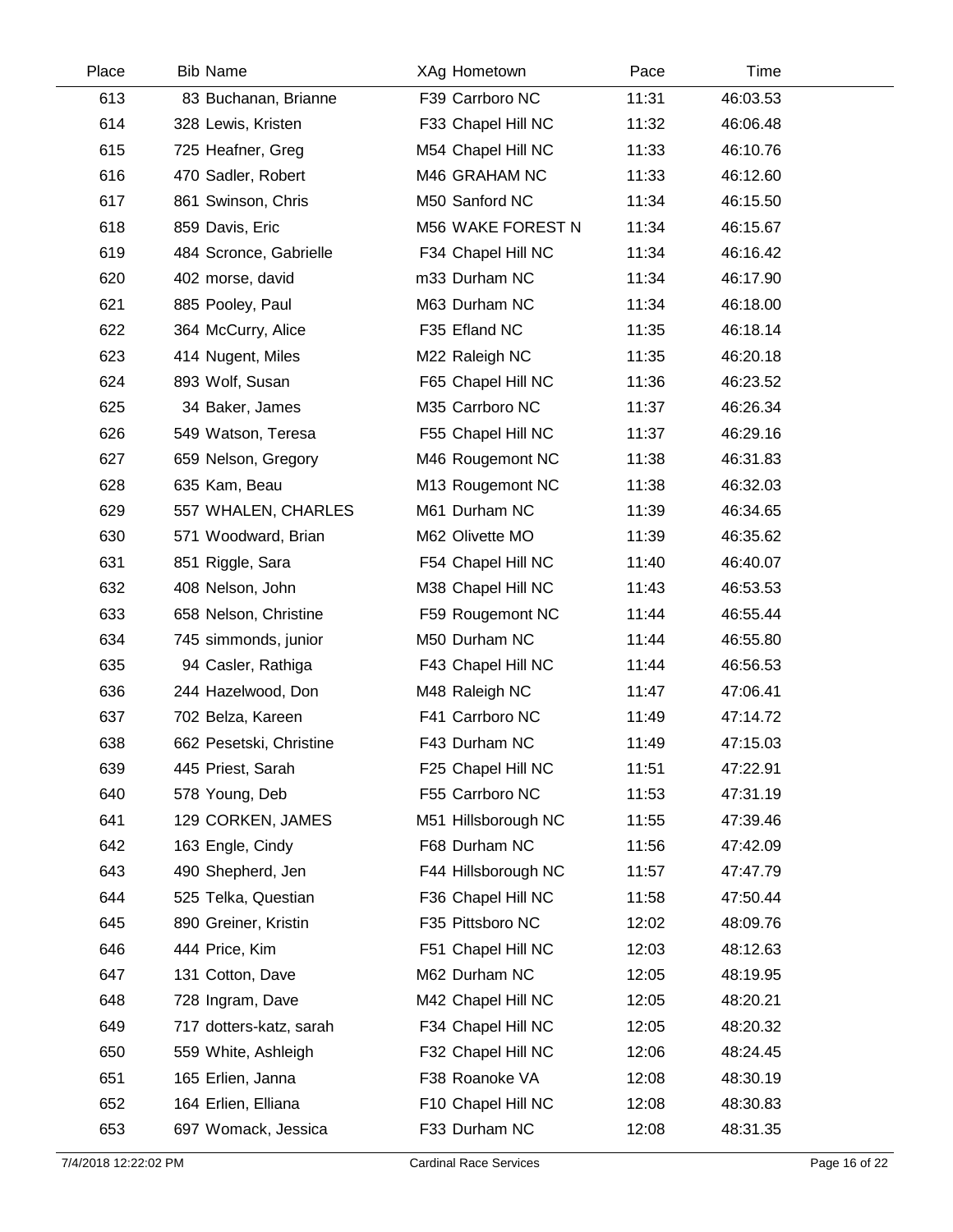| Place | Bib | Name | XAg | Hometown | Pace | Time |
|---|---|---|---|---|---|---|
| 613 | 83 | Buchanan, Brianne | F39 | Carrboro NC | 11:31 | 46:03.53 |
| 614 | 328 | Lewis, Kristen | F33 | Chapel Hill NC | 11:32 | 46:06.48 |
| 615 | 725 | Heafner, Greg | M54 | Chapel Hill NC | 11:33 | 46:10.76 |
| 616 | 470 | Sadler, Robert | M46 | GRAHAM NC | 11:33 | 46:12.60 |
| 617 | 861 | Swinson, Chris | M50 | Sanford NC | 11:34 | 46:15.50 |
| 618 | 859 | Davis, Eric | M56 | WAKE FOREST N | 11:34 | 46:15.67 |
| 619 | 484 | Scronce, Gabrielle | F34 | Chapel Hill NC | 11:34 | 46:16.42 |
| 620 | 402 | morse, david | m33 | Durham NC | 11:34 | 46:17.90 |
| 621 | 885 | Pooley, Paul | M63 | Durham NC | 11:34 | 46:18.00 |
| 622 | 364 | McCurry, Alice | F35 | Efland NC | 11:35 | 46:18.14 |
| 623 | 414 | Nugent, Miles | M22 | Raleigh NC | 11:35 | 46:20.18 |
| 624 | 893 | Wolf, Susan | F65 | Chapel Hill NC | 11:36 | 46:23.52 |
| 625 | 34 | Baker, James | M35 | Carrboro NC | 11:37 | 46:26.34 |
| 626 | 549 | Watson, Teresa | F55 | Chapel Hill NC | 11:37 | 46:29.16 |
| 627 | 659 | Nelson, Gregory | M46 | Rougemont NC | 11:38 | 46:31.83 |
| 628 | 635 | Kam, Beau | M13 | Rougemont NC | 11:38 | 46:32.03 |
| 629 | 557 | WHALEN, CHARLES | M61 | Durham NC | 11:39 | 46:34.65 |
| 630 | 571 | Woodward, Brian | M62 | Olivette MO | 11:39 | 46:35.62 |
| 631 | 851 | Riggle, Sara | F54 | Chapel Hill NC | 11:40 | 46:40.07 |
| 632 | 408 | Nelson, John | M38 | Chapel Hill NC | 11:43 | 46:53.53 |
| 633 | 658 | Nelson, Christine | F59 | Rougemont NC | 11:44 | 46:55.44 |
| 634 | 745 | simmonds, junior | M50 | Durham NC | 11:44 | 46:55.80 |
| 635 | 94 | Casler, Rathiga | F43 | Chapel Hill NC | 11:44 | 46:56.53 |
| 636 | 244 | Hazelwood, Don | M48 | Raleigh NC | 11:47 | 47:06.41 |
| 637 | 702 | Belza, Kareen | F41 | Carrboro NC | 11:49 | 47:14.72 |
| 638 | 662 | Pesetski, Christine | F43 | Durham NC | 11:49 | 47:15.03 |
| 639 | 445 | Priest, Sarah | F25 | Chapel Hill NC | 11:51 | 47:22.91 |
| 640 | 578 | Young, Deb | F55 | Carrboro NC | 11:53 | 47:31.19 |
| 641 | 129 | CORKEN, JAMES | M51 | Hillsborough NC | 11:55 | 47:39.46 |
| 642 | 163 | Engle, Cindy | F68 | Durham NC | 11:56 | 47:42.09 |
| 643 | 490 | Shepherd, Jen | F44 | Hillsborough NC | 11:57 | 47:47.79 |
| 644 | 525 | Telka, Questian | F36 | Chapel Hill NC | 11:58 | 47:50.44 |
| 645 | 890 | Greiner, Kristin | F35 | Pittsboro NC | 12:02 | 48:09.76 |
| 646 | 444 | Price, Kim | F51 | Chapel Hill NC | 12:03 | 48:12.63 |
| 647 | 131 | Cotton, Dave | M62 | Durham NC | 12:05 | 48:19.95 |
| 648 | 728 | Ingram, Dave | M42 | Chapel Hill NC | 12:05 | 48:20.21 |
| 649 | 717 | dotters-katz, sarah | F34 | Chapel Hill NC | 12:05 | 48:20.32 |
| 650 | 559 | White, Ashleigh | F32 | Chapel Hill NC | 12:06 | 48:24.45 |
| 651 | 165 | Erlien, Janna | F38 | Roanoke VA | 12:08 | 48:30.19 |
| 652 | 164 | Erlien, Elliana | F10 | Chapel Hill NC | 12:08 | 48:30.83 |
| 653 | 697 | Womack, Jessica | F33 | Durham NC | 12:08 | 48:31.35 |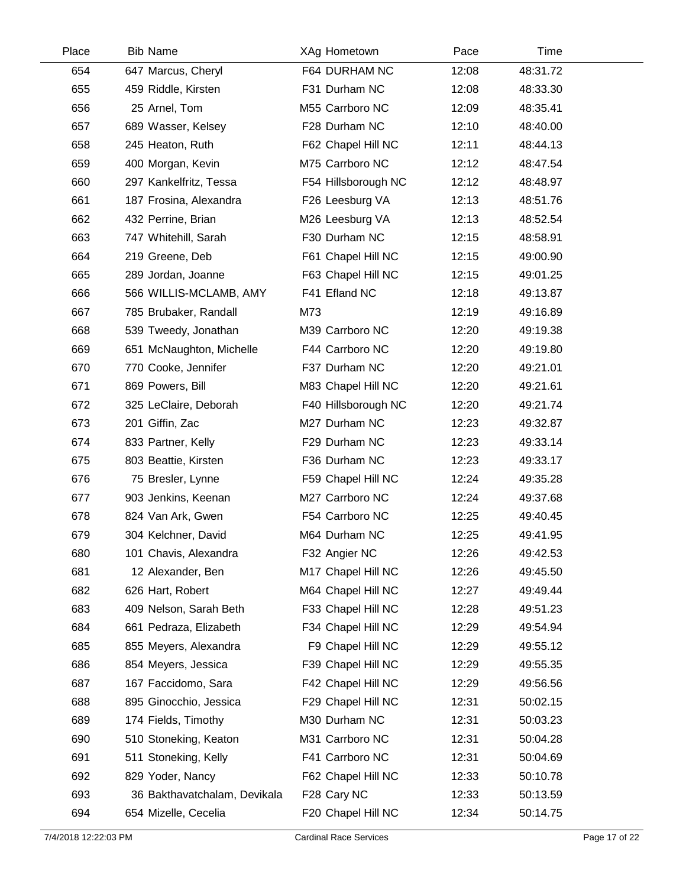| Place | Bib | Name | XAg | Hometown | Pace | Time |
|---|---|---|---|---|---|---|
| 654 | 647 | Marcus, Cheryl | F64 | DURHAM NC | 12:08 | 48:31.72 |
| 655 | 459 | Riddle, Kirsten | F31 | Durham NC | 12:08 | 48:33.30 |
| 656 | 25 | Arnel, Tom | M55 | Carrboro NC | 12:09 | 48:35.41 |
| 657 | 689 | Wasser, Kelsey | F28 | Durham NC | 12:10 | 48:40.00 |
| 658 | 245 | Heaton, Ruth | F62 | Chapel Hill NC | 12:11 | 48:44.13 |
| 659 | 400 | Morgan, Kevin | M75 | Carrboro NC | 12:12 | 48:47.54 |
| 660 | 297 | Kankelfritz, Tessa | F54 | Hillsborough NC | 12:12 | 48:48.97 |
| 661 | 187 | Frosina, Alexandra | F26 | Leesburg VA | 12:13 | 48:51.76 |
| 662 | 432 | Perrine, Brian | M26 | Leesburg VA | 12:13 | 48:52.54 |
| 663 | 747 | Whitehill, Sarah | F30 | Durham NC | 12:15 | 48:58.91 |
| 664 | 219 | Greene, Deb | F61 | Chapel Hill NC | 12:15 | 49:00.90 |
| 665 | 289 | Jordan, Joanne | F63 | Chapel Hill NC | 12:15 | 49:01.25 |
| 666 | 566 | WILLIS-MCLAMB, AMY | F41 | Efland NC | 12:18 | 49:13.87 |
| 667 | 785 | Brubaker, Randall | M73 | | 12:19 | 49:16.89 |
| 668 | 539 | Tweedy, Jonathan | M39 | Carrboro NC | 12:20 | 49:19.38 |
| 669 | 651 | McNaughton, Michelle | F44 | Carrboro NC | 12:20 | 49:19.80 |
| 670 | 770 | Cooke, Jennifer | F37 | Durham NC | 12:20 | 49:21.01 |
| 671 | 869 | Powers, Bill | M83 | Chapel Hill NC | 12:20 | 49:21.61 |
| 672 | 325 | LeClaire, Deborah | F40 | Hillsborough NC | 12:20 | 49:21.74 |
| 673 | 201 | Giffin, Zac | M27 | Durham NC | 12:23 | 49:32.87 |
| 674 | 833 | Partner, Kelly | F29 | Durham NC | 12:23 | 49:33.14 |
| 675 | 803 | Beattie, Kirsten | F36 | Durham NC | 12:23 | 49:33.17 |
| 676 | 75 | Bresler, Lynne | F59 | Chapel Hill NC | 12:24 | 49:35.28 |
| 677 | 903 | Jenkins, Keenan | M27 | Carrboro NC | 12:24 | 49:37.68 |
| 678 | 824 | Van Ark, Gwen | F54 | Carrboro NC | 12:25 | 49:40.45 |
| 679 | 304 | Kelchner, David | M64 | Durham NC | 12:25 | 49:41.95 |
| 680 | 101 | Chavis, Alexandra | F32 | Angier NC | 12:26 | 49:42.53 |
| 681 | 12 | Alexander, Ben | M17 | Chapel Hill NC | 12:26 | 49:45.50 |
| 682 | 626 | Hart, Robert | M64 | Chapel Hill NC | 12:27 | 49:49.44 |
| 683 | 409 | Nelson, Sarah Beth | F33 | Chapel Hill NC | 12:28 | 49:51.23 |
| 684 | 661 | Pedraza, Elizabeth | F34 | Chapel Hill NC | 12:29 | 49:54.94 |
| 685 | 855 | Meyers, Alexandra | F9 | Chapel Hill NC | 12:29 | 49:55.12 |
| 686 | 854 | Meyers, Jessica | F39 | Chapel Hill NC | 12:29 | 49:55.35 |
| 687 | 167 | Faccidomo, Sara | F42 | Chapel Hill NC | 12:29 | 49:56.56 |
| 688 | 895 | Ginocchio, Jessica | F29 | Chapel Hill NC | 12:31 | 50:02.15 |
| 689 | 174 | Fields, Timothy | M30 | Durham NC | 12:31 | 50:03.23 |
| 690 | 510 | Stoneking, Keaton | M31 | Carrboro NC | 12:31 | 50:04.28 |
| 691 | 511 | Stoneking, Kelly | F41 | Carrboro NC | 12:31 | 50:04.69 |
| 692 | 829 | Yoder, Nancy | F62 | Chapel Hill NC | 12:33 | 50:10.78 |
| 693 | 36 | Bakthavatchalam, Devikala | F28 | Cary NC | 12:33 | 50:13.59 |
| 694 | 654 | Mizelle, Cecelia | F20 | Chapel Hill NC | 12:34 | 50:14.75 |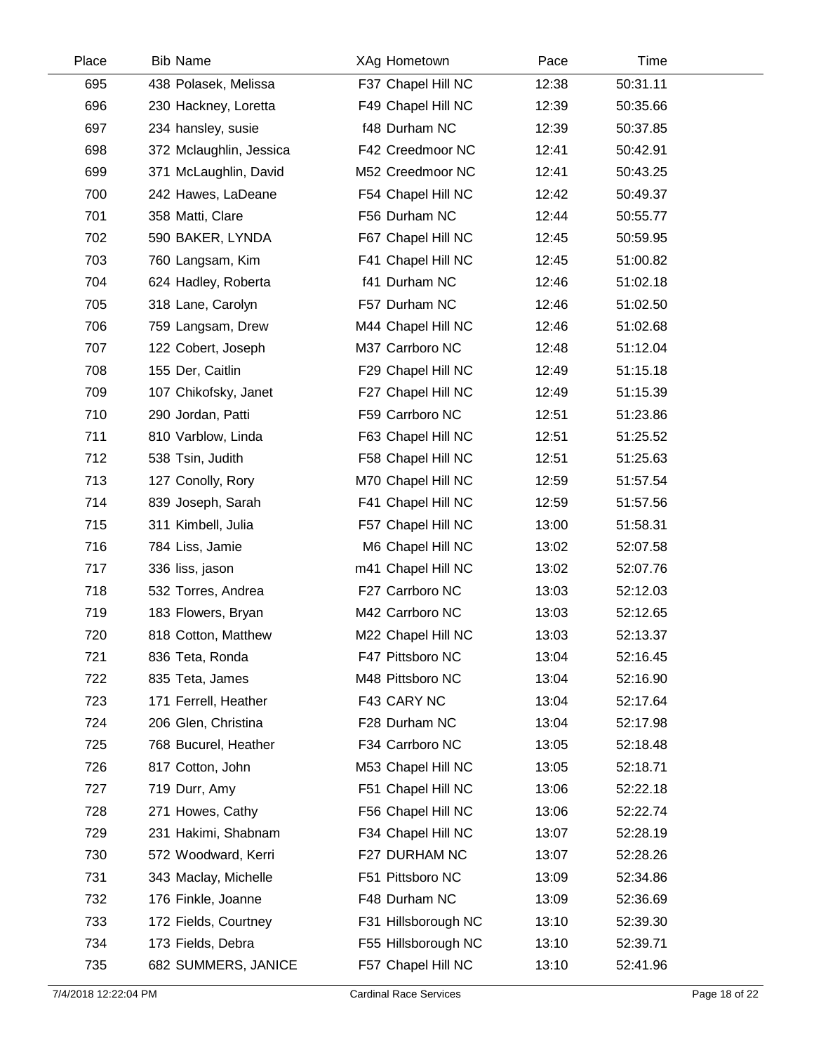| Place | Bib | Name | XAg | Hometown | Pace | Time |
|---|---|---|---|---|---|---|
| 695 | 438 | Polasek, Melissa | F37 | Chapel Hill NC | 12:38 | 50:31.11 |
| 696 | 230 | Hackney, Loretta | F49 | Chapel Hill NC | 12:39 | 50:35.66 |
| 697 | 234 | hansley, susie | f48 | Durham NC | 12:39 | 50:37.85 |
| 698 | 372 | Mclaughlin, Jessica | F42 | Creedmoor NC | 12:41 | 50:42.91 |
| 699 | 371 | McLaughlin, David | M52 | Creedmoor NC | 12:41 | 50:43.25 |
| 700 | 242 | Hawes, LaDeane | F54 | Chapel Hill NC | 12:42 | 50:49.37 |
| 701 | 358 | Matti, Clare | F56 | Durham NC | 12:44 | 50:55.77 |
| 702 | 590 | BAKER, LYNDA | F67 | Chapel Hill NC | 12:45 | 50:59.95 |
| 703 | 760 | Langsam, Kim | F41 | Chapel Hill NC | 12:45 | 51:00.82 |
| 704 | 624 | Hadley, Roberta | f41 | Durham NC | 12:46 | 51:02.18 |
| 705 | 318 | Lane, Carolyn | F57 | Durham NC | 12:46 | 51:02.50 |
| 706 | 759 | Langsam, Drew | M44 | Chapel Hill NC | 12:46 | 51:02.68 |
| 707 | 122 | Cobert, Joseph | M37 | Carrboro NC | 12:48 | 51:12.04 |
| 708 | 155 | Der, Caitlin | F29 | Chapel Hill NC | 12:49 | 51:15.18 |
| 709 | 107 | Chikofsky, Janet | F27 | Chapel Hill NC | 12:49 | 51:15.39 |
| 710 | 290 | Jordan, Patti | F59 | Carrboro NC | 12:51 | 51:23.86 |
| 711 | 810 | Varblow, Linda | F63 | Chapel Hill NC | 12:51 | 51:25.52 |
| 712 | 538 | Tsin, Judith | F58 | Chapel Hill NC | 12:51 | 51:25.63 |
| 713 | 127 | Conolly, Rory | M70 | Chapel Hill NC | 12:59 | 51:57.54 |
| 714 | 839 | Joseph, Sarah | F41 | Chapel Hill NC | 12:59 | 51:57.56 |
| 715 | 311 | Kimbell, Julia | F57 | Chapel Hill NC | 13:00 | 51:58.31 |
| 716 | 784 | Liss, Jamie | M6 | Chapel Hill NC | 13:02 | 52:07.58 |
| 717 | 336 | liss, jason | m41 | Chapel Hill NC | 13:02 | 52:07.76 |
| 718 | 532 | Torres, Andrea | F27 | Carrboro NC | 13:03 | 52:12.03 |
| 719 | 183 | Flowers, Bryan | M42 | Carrboro NC | 13:03 | 52:12.65 |
| 720 | 818 | Cotton, Matthew | M22 | Chapel Hill NC | 13:03 | 52:13.37 |
| 721 | 836 | Teta, Ronda | F47 | Pittsboro NC | 13:04 | 52:16.45 |
| 722 | 835 | Teta, James | M48 | Pittsboro NC | 13:04 | 52:16.90 |
| 723 | 171 | Ferrell, Heather | F43 | CARY NC | 13:04 | 52:17.64 |
| 724 | 206 | Glen, Christina | F28 | Durham NC | 13:04 | 52:17.98 |
| 725 | 768 | Bucurel, Heather | F34 | Carrboro NC | 13:05 | 52:18.48 |
| 726 | 817 | Cotton, John | M53 | Chapel Hill NC | 13:05 | 52:18.71 |
| 727 | 719 | Durr, Amy | F51 | Chapel Hill NC | 13:06 | 52:22.18 |
| 728 | 271 | Howes, Cathy | F56 | Chapel Hill NC | 13:06 | 52:22.74 |
| 729 | 231 | Hakimi, Shabnam | F34 | Chapel Hill NC | 13:07 | 52:28.19 |
| 730 | 572 | Woodward, Kerri | F27 | DURHAM NC | 13:07 | 52:28.26 |
| 731 | 343 | Maclay, Michelle | F51 | Pittsboro NC | 13:09 | 52:34.86 |
| 732 | 176 | Finkle, Joanne | F48 | Durham NC | 13:09 | 52:36.69 |
| 733 | 172 | Fields, Courtney | F31 | Hillsborough NC | 13:10 | 52:39.30 |
| 734 | 173 | Fields, Debra | F55 | Hillsborough NC | 13:10 | 52:39.71 |
| 735 | 682 | SUMMERS, JANICE | F57 | Chapel Hill NC | 13:10 | 52:41.96 |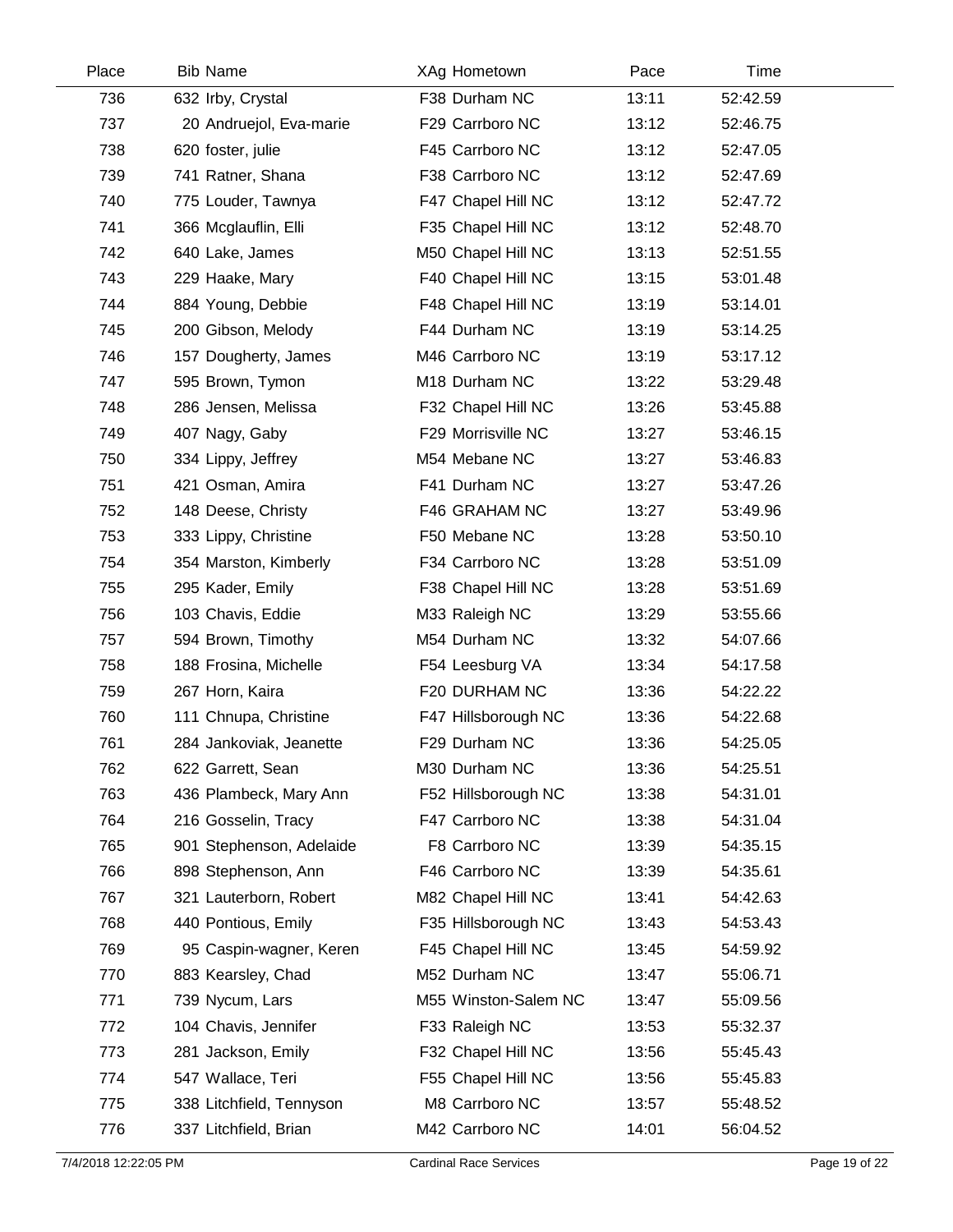| Place | Bib | Name | XAg | Hometown | Pace | Time |
|---|---|---|---|---|---|---|
| 736 | 632 | Irby, Crystal | F38 | Durham NC | 13:11 | 52:42.59 |
| 737 | 20 | Andruejol, Eva-marie | F29 | Carrboro NC | 13:12 | 52:46.75 |
| 738 | 620 | foster, julie | F45 | Carrboro NC | 13:12 | 52:47.05 |
| 739 | 741 | Ratner, Shana | F38 | Carrboro NC | 13:12 | 52:47.69 |
| 740 | 775 | Louder, Tawnya | F47 | Chapel Hill NC | 13:12 | 52:47.72 |
| 741 | 366 | Mcglauflin, Elli | F35 | Chapel Hill NC | 13:12 | 52:48.70 |
| 742 | 640 | Lake, James | M50 | Chapel Hill NC | 13:13 | 52:51.55 |
| 743 | 229 | Haake, Mary | F40 | Chapel Hill NC | 13:15 | 53:01.48 |
| 744 | 884 | Young, Debbie | F48 | Chapel Hill NC | 13:19 | 53:14.01 |
| 745 | 200 | Gibson, Melody | F44 | Durham NC | 13:19 | 53:14.25 |
| 746 | 157 | Dougherty, James | M46 | Carrboro NC | 13:19 | 53:17.12 |
| 747 | 595 | Brown, Tymon | M18 | Durham NC | 13:22 | 53:29.48 |
| 748 | 286 | Jensen, Melissa | F32 | Chapel Hill NC | 13:26 | 53:45.88 |
| 749 | 407 | Nagy, Gaby | F29 | Morrisville NC | 13:27 | 53:46.15 |
| 750 | 334 | Lippy, Jeffrey | M54 | Mebane NC | 13:27 | 53:46.83 |
| 751 | 421 | Osman, Amira | F41 | Durham NC | 13:27 | 53:47.26 |
| 752 | 148 | Deese, Christy | F46 | GRAHAM NC | 13:27 | 53:49.96 |
| 753 | 333 | Lippy, Christine | F50 | Mebane NC | 13:28 | 53:50.10 |
| 754 | 354 | Marston, Kimberly | F34 | Carrboro NC | 13:28 | 53:51.09 |
| 755 | 295 | Kader, Emily | F38 | Chapel Hill NC | 13:28 | 53:51.69 |
| 756 | 103 | Chavis, Eddie | M33 | Raleigh NC | 13:29 | 53:55.66 |
| 757 | 594 | Brown, Timothy | M54 | Durham NC | 13:32 | 54:07.66 |
| 758 | 188 | Frosina, Michelle | F54 | Leesburg VA | 13:34 | 54:17.58 |
| 759 | 267 | Horn, Kaira | F20 | DURHAM NC | 13:36 | 54:22.22 |
| 760 | 111 | Chnupa, Christine | F47 | Hillsborough NC | 13:36 | 54:22.68 |
| 761 | 284 | Jankoviak, Jeanette | F29 | Durham NC | 13:36 | 54:25.05 |
| 762 | 622 | Garrett, Sean | M30 | Durham NC | 13:36 | 54:25.51 |
| 763 | 436 | Plambeck, Mary Ann | F52 | Hillsborough NC | 13:38 | 54:31.01 |
| 764 | 216 | Gosselin, Tracy | F47 | Carrboro NC | 13:38 | 54:31.04 |
| 765 | 901 | Stephenson, Adelaide | F8 | Carrboro NC | 13:39 | 54:35.15 |
| 766 | 898 | Stephenson, Ann | F46 | Carrboro NC | 13:39 | 54:35.61 |
| 767 | 321 | Lauterborn, Robert | M82 | Chapel Hill NC | 13:41 | 54:42.63 |
| 768 | 440 | Pontious, Emily | F35 | Hillsborough NC | 13:43 | 54:53.43 |
| 769 | 95 | Caspin-wagner, Keren | F45 | Chapel Hill NC | 13:45 | 54:59.92 |
| 770 | 883 | Kearsley, Chad | M52 | Durham NC | 13:47 | 55:06.71 |
| 771 | 739 | Nycum, Lars | M55 | Winston-Salem NC | 13:47 | 55:09.56 |
| 772 | 104 | Chavis, Jennifer | F33 | Raleigh NC | 13:53 | 55:32.37 |
| 773 | 281 | Jackson, Emily | F32 | Chapel Hill NC | 13:56 | 55:45.43 |
| 774 | 547 | Wallace, Teri | F55 | Chapel Hill NC | 13:56 | 55:45.83 |
| 775 | 338 | Litchfield, Tennyson | M8 | Carrboro NC | 13:57 | 55:48.52 |
| 776 | 337 | Litchfield, Brian | M42 | Carrboro NC | 14:01 | 56:04.52 |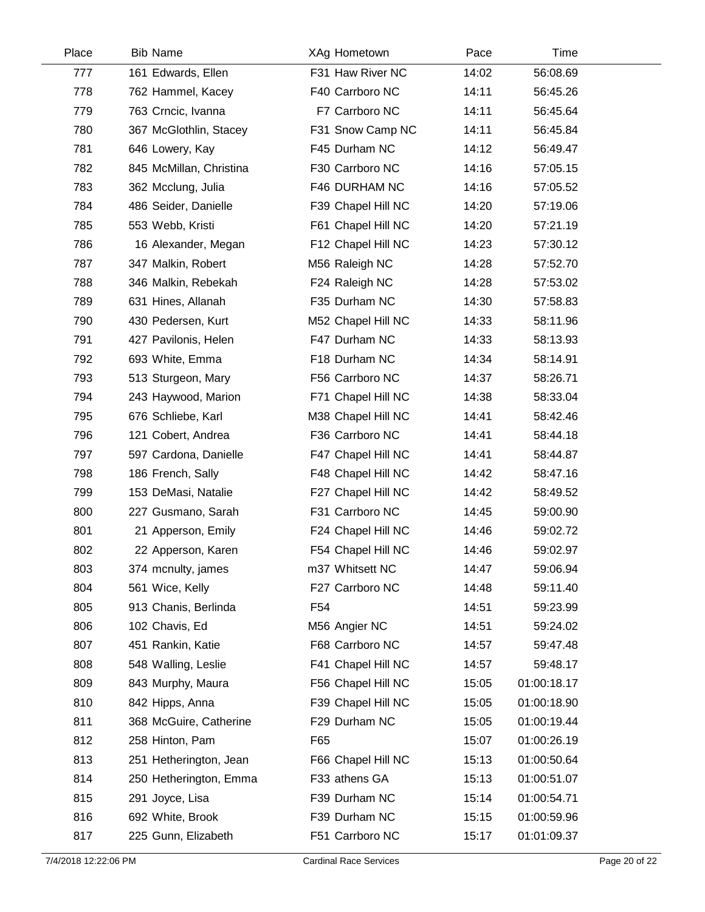| Place | Bib | Name | XAg | Hometown | Pace | Time |
|---|---|---|---|---|---|---|
| 777 | 161 | Edwards, Ellen | F31 | Haw River NC | 14:02 | 56:08.69 |
| 778 | 762 | Hammel, Kacey | F40 | Carrboro NC | 14:11 | 56:45.26 |
| 779 | 763 | Crncic, Ivanna | F7 | Carrboro NC | 14:11 | 56:45.64 |
| 780 | 367 | McGlothlin, Stacey | F31 | Snow Camp NC | 14:11 | 56:45.84 |
| 781 | 646 | Lowery, Kay | F45 | Durham NC | 14:12 | 56:49.47 |
| 782 | 845 | McMillan, Christina | F30 | Carrboro NC | 14:16 | 57:05.15 |
| 783 | 362 | Mcclung, Julia | F46 | DURHAM NC | 14:16 | 57:05.52 |
| 784 | 486 | Seider, Danielle | F39 | Chapel Hill NC | 14:20 | 57:19.06 |
| 785 | 553 | Webb, Kristi | F61 | Chapel Hill NC | 14:20 | 57:21.19 |
| 786 | 16 | Alexander, Megan | F12 | Chapel Hill NC | 14:23 | 57:30.12 |
| 787 | 347 | Malkin, Robert | M56 | Raleigh NC | 14:28 | 57:52.70 |
| 788 | 346 | Malkin, Rebekah | F24 | Raleigh NC | 14:28 | 57:53.02 |
| 789 | 631 | Hines, Allanah | F35 | Durham NC | 14:30 | 57:58.83 |
| 790 | 430 | Pedersen, Kurt | M52 | Chapel Hill NC | 14:33 | 58:11.96 |
| 791 | 427 | Pavilonis, Helen | F47 | Durham NC | 14:33 | 58:13.93 |
| 792 | 693 | White, Emma | F18 | Durham NC | 14:34 | 58:14.91 |
| 793 | 513 | Sturgeon, Mary | F56 | Carrboro NC | 14:37 | 58:26.71 |
| 794 | 243 | Haywood, Marion | F71 | Chapel Hill NC | 14:38 | 58:33.04 |
| 795 | 676 | Schliebe, Karl | M38 | Chapel Hill NC | 14:41 | 58:42.46 |
| 796 | 121 | Cobert, Andrea | F36 | Carrboro NC | 14:41 | 58:44.18 |
| 797 | 597 | Cardona, Danielle | F47 | Chapel Hill NC | 14:41 | 58:44.87 |
| 798 | 186 | French, Sally | F48 | Chapel Hill NC | 14:42 | 58:47.16 |
| 799 | 153 | DeMasi, Natalie | F27 | Chapel Hill NC | 14:42 | 58:49.52 |
| 800 | 227 | Gusmano, Sarah | F31 | Carrboro NC | 14:45 | 59:00.90 |
| 801 | 21 | Apperson, Emily | F24 | Chapel Hill NC | 14:46 | 59:02.72 |
| 802 | 22 | Apperson, Karen | F54 | Chapel Hill NC | 14:46 | 59:02.97 |
| 803 | 374 | mcnulty, james | m37 | Whitsett NC | 14:47 | 59:06.94 |
| 804 | 561 | Wice, Kelly | F27 | Carrboro NC | 14:48 | 59:11.40 |
| 805 | 913 | Chanis, Berlinda | F54 | | 14:51 | 59:23.99 |
| 806 | 102 | Chavis, Ed | M56 | Angier NC | 14:51 | 59:24.02 |
| 807 | 451 | Rankin, Katie | F68 | Carrboro NC | 14:57 | 59:47.48 |
| 808 | 548 | Walling, Leslie | F41 | Chapel Hill NC | 14:57 | 59:48.17 |
| 809 | 843 | Murphy, Maura | F56 | Chapel Hill NC | 15:05 | 01:00:18.17 |
| 810 | 842 | Hipps, Anna | F39 | Chapel Hill NC | 15:05 | 01:00:18.90 |
| 811 | 368 | McGuire, Catherine | F29 | Durham NC | 15:05 | 01:00:19.44 |
| 812 | 258 | Hinton, Pam | F65 | | 15:07 | 01:00:26.19 |
| 813 | 251 | Hetherington, Jean | F66 | Chapel Hill NC | 15:13 | 01:00:50.64 |
| 814 | 250 | Hetherington, Emma | F33 | athens GA | 15:13 | 01:00:51.07 |
| 815 | 291 | Joyce, Lisa | F39 | Durham NC | 15:14 | 01:00:54.71 |
| 816 | 692 | White, Brook | F39 | Durham NC | 15:15 | 01:00:59.96 |
| 817 | 225 | Gunn, Elizabeth | F51 | Carrboro NC | 15:17 | 01:01:09.37 |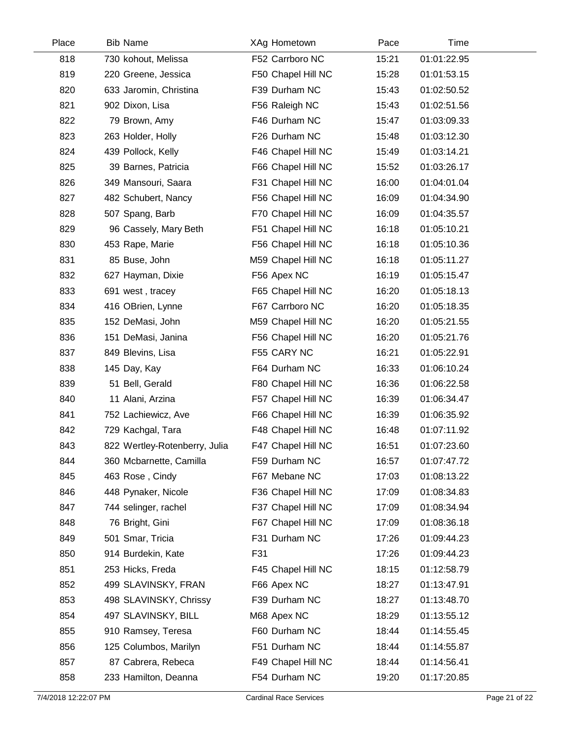| Place | Bib | Name | XAg | Hometown | Pace | Time |
|---|---|---|---|---|---|---|
| 818 | 730 | kohout, Melissa | F52 | Carrboro NC | 15:21 | 01:01:22.95 |
| 819 | 220 | Greene, Jessica | F50 | Chapel Hill NC | 15:28 | 01:01:53.15 |
| 820 | 633 | Jaromin, Christina | F39 | Durham NC | 15:43 | 01:02:50.52 |
| 821 | 902 | Dixon, Lisa | F56 | Raleigh NC | 15:43 | 01:02:51.56 |
| 822 | 79 | Brown, Amy | F46 | Durham NC | 15:47 | 01:03:09.33 |
| 823 | 263 | Holder, Holly | F26 | Durham NC | 15:48 | 01:03:12.30 |
| 824 | 439 | Pollock, Kelly | F46 | Chapel Hill NC | 15:49 | 01:03:14.21 |
| 825 | 39 | Barnes, Patricia | F66 | Chapel Hill NC | 15:52 | 01:03:26.17 |
| 826 | 349 | Mansouri, Saara | F31 | Chapel Hill NC | 16:00 | 01:04:01.04 |
| 827 | 482 | Schubert, Nancy | F56 | Chapel Hill NC | 16:09 | 01:04:34.90 |
| 828 | 507 | Spang, Barb | F70 | Chapel Hill NC | 16:09 | 01:04:35.57 |
| 829 | 96 | Cassely, Mary Beth | F51 | Chapel Hill NC | 16:18 | 01:05:10.21 |
| 830 | 453 | Rape, Marie | F56 | Chapel Hill NC | 16:18 | 01:05:10.36 |
| 831 | 85 | Buse, John | M59 | Chapel Hill NC | 16:18 | 01:05:11.27 |
| 832 | 627 | Hayman, Dixie | F56 | Apex NC | 16:19 | 01:05:15.47 |
| 833 | 691 | west , tracey | F65 | Chapel Hill NC | 16:20 | 01:05:18.13 |
| 834 | 416 | OBrien, Lynne | F67 | Carrboro NC | 16:20 | 01:05:18.35 |
| 835 | 152 | DeMasi, John | M59 | Chapel Hill NC | 16:20 | 01:05:21.55 |
| 836 | 151 | DeMasi, Janina | F56 | Chapel Hill NC | 16:20 | 01:05:21.76 |
| 837 | 849 | Blevins, Lisa | F55 | CARY NC | 16:21 | 01:05:22.91 |
| 838 | 145 | Day, Kay | F64 | Durham NC | 16:33 | 01:06:10.24 |
| 839 | 51 | Bell, Gerald | F80 | Chapel Hill NC | 16:36 | 01:06:22.58 |
| 840 | 11 | Alani, Arzina | F57 | Chapel Hill NC | 16:39 | 01:06:34.47 |
| 841 | 752 | Lachiewicz, Ave | F66 | Chapel Hill NC | 16:39 | 01:06:35.92 |
| 842 | 729 | Kachgal, Tara | F48 | Chapel Hill NC | 16:48 | 01:07:11.92 |
| 843 | 822 | Wertley-Rotenberry, Julia | F47 | Chapel Hill NC | 16:51 | 01:07:23.60 |
| 844 | 360 | Mcbarnette, Camilla | F59 | Durham NC | 16:57 | 01:07:47.72 |
| 845 | 463 | Rose , Cindy | F67 | Mebane NC | 17:03 | 01:08:13.22 |
| 846 | 448 | Pynaker, Nicole | F36 | Chapel Hill NC | 17:09 | 01:08:34.83 |
| 847 | 744 | selinger, rachel | F37 | Chapel Hill NC | 17:09 | 01:08:34.94 |
| 848 | 76 | Bright, Gini | F67 | Chapel Hill NC | 17:09 | 01:08:36.18 |
| 849 | 501 | Smar, Tricia | F31 | Durham NC | 17:26 | 01:09:44.23 |
| 850 | 914 | Burdekin, Kate | F31 | | 17:26 | 01:09:44.23 |
| 851 | 253 | Hicks, Freda | F45 | Chapel Hill NC | 18:15 | 01:12:58.79 |
| 852 | 499 | SLAVINSKY, FRAN | F66 | Apex NC | 18:27 | 01:13:47.91 |
| 853 | 498 | SLAVINSKY, Chrissy | F39 | Durham NC | 18:27 | 01:13:48.70 |
| 854 | 497 | SLAVINSKY, BILL | M68 | Apex NC | 18:29 | 01:13:55.12 |
| 855 | 910 | Ramsey, Teresa | F60 | Durham NC | 18:44 | 01:14:55.45 |
| 856 | 125 | Columbos, Marilyn | F51 | Durham NC | 18:44 | 01:14:55.87 |
| 857 | 87 | Cabrera, Rebeca | F49 | Chapel Hill NC | 18:44 | 01:14:56.41 |
| 858 | 233 | Hamilton, Deanna | F54 | Durham NC | 19:20 | 01:17:20.85 |

7/4/2018 12:22:07 PM Cardinal Race Services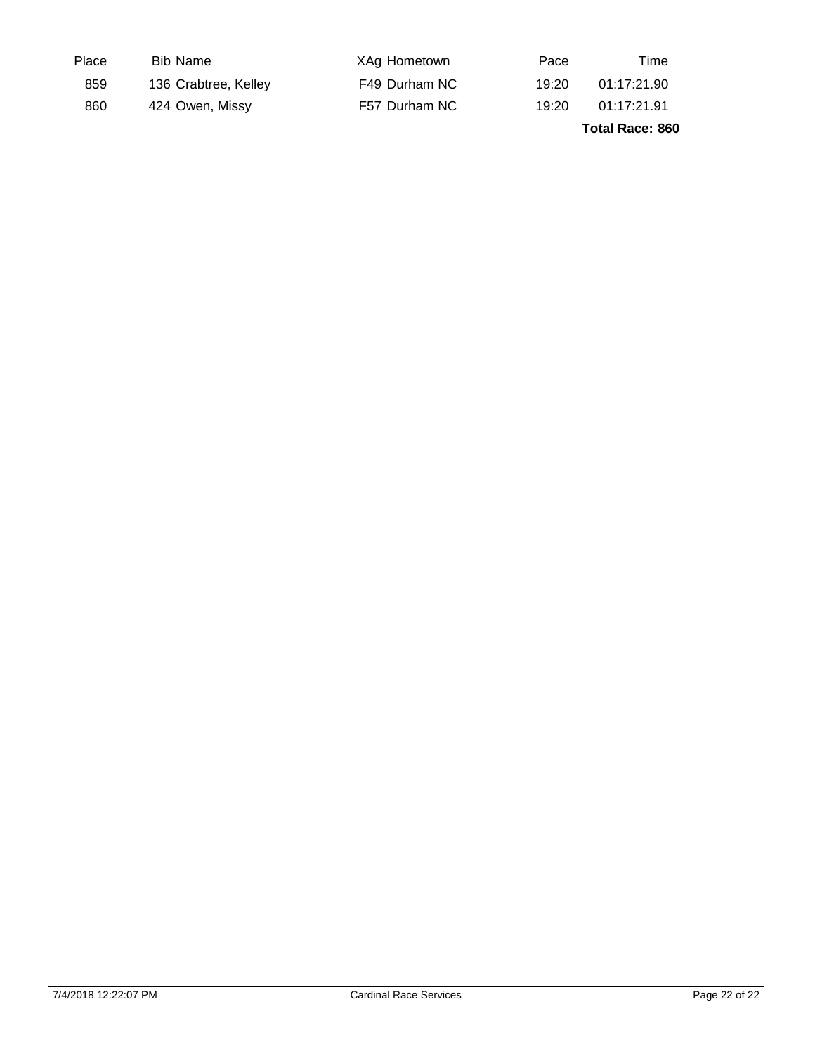| Place | Bib | Name | XAg | Hometown | Pace | Time |
|---|---|---|---|---|---|---|
| 859 | 136 | Crabtree, Kelley | F49 | Durham NC | 19:20 | 01:17:21.90 |
| 860 | 424 | Owen, Missy | F57 | Durham NC | 19:20 | 01:17:21.91 |

**Total Race: 860**